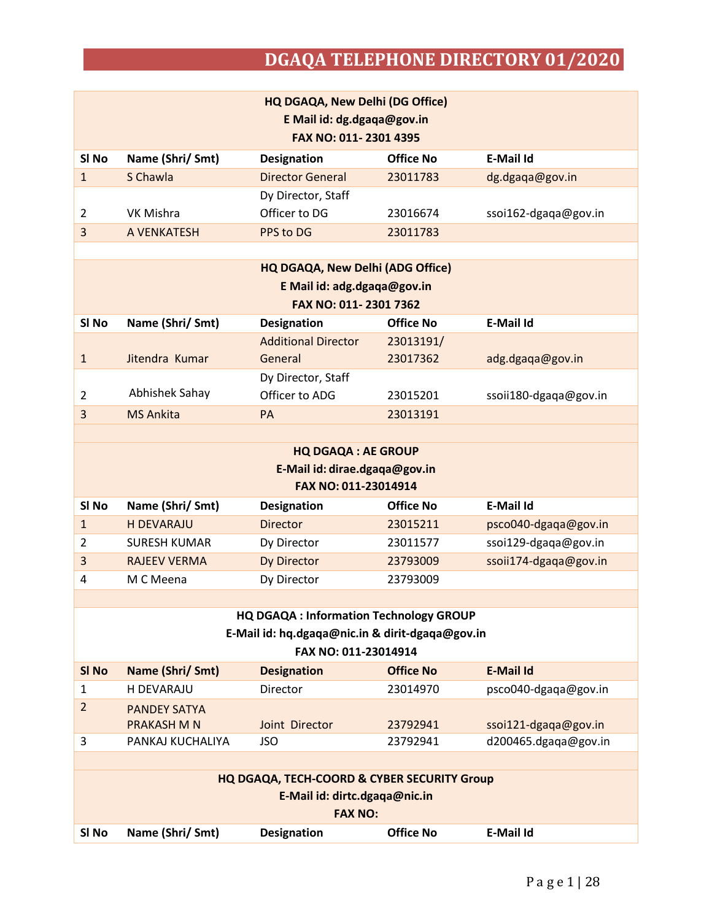# DGAQA TELEPHONE DIRECTORY 01/2020

**HQ DGAQA, New Delhi (DG Office)**
**E Mail id: dg.dgaqa@gov.in**
**FAX NO: 011- 2301 4395**

| Sl No | Name (Shri/ Smt) | Designation | Office No | E-Mail Id |
|---|---|---|---|---|
| 1 | S Chawla | Director General | 23011783 | dg.dgaqa@gov.in |
| 2 | VK Mishra | Dy Director, Staff Officer to DG | 23016674 | ssoi162-dgaqa@gov.in |
| 3 | A VENKATESH | PPS to DG | 23011783 | |

**HQ DGAQA, New Delhi (ADG Office)**
**E Mail id: adg.dgaqa@gov.in**
**FAX NO: 011- 2301 7362**

| Sl No | Name (Shri/ Smt) | Designation | Office No | E-Mail Id |
|---|---|---|---|---|
| 1 | Jitendra Kumar | Additional Director General | 23013191/ 23017362 | adg.dgaqa@gov.in |
| 2 | Abhishek Sahay | Dy Director, Staff Officer to ADG | 23015201 | ssoii180-dgaqa@gov.in |
| 3 | MS Ankita | PA | 23013191 | |

**HQ DGAQA : AE GROUP**
**E-Mail id: dirae.dgaqa@gov.in**
**FAX NO: 011-23014914**

| Sl No | Name (Shri/ Smt) | Designation | Office No | E-Mail Id |
|---|---|---|---|---|
| 1 | H DEVARAJU | Director | 23015211 | psco040-dgaqa@gov.in |
| 2 | SURESH KUMAR | Dy Director | 23011577 | ssoi129-dgaqa@gov.in |
| 3 | RAJEEV VERMA | Dy Director | 23793009 | ssoii174-dgaqa@gov.in |
| 4 | M C Meena | Dy Director | 23793009 | |

**HQ DGAQA : Information Technology GROUP**
**E-Mail id: hq.dgaqa@nic.in & dirit-dgaqa@gov.in**
**FAX NO: 011-23014914**

| Sl No | Name (Shri/ Smt) | Designation | Office No | E-Mail Id |
|---|---|---|---|---|
| 1 | H DEVARAJU | Director | 23014970 | psco040-dgaqa@gov.in |
| 2 | PANDEY SATYA PRAKASH M N | Joint Director | 23792941 | ssoi121-dgaqa@gov.in |
| 3 | PANKAJ KUCHALIYA | JSO | 23792941 | d200465.dgaqa@gov.in |

**HQ DGAQA, TECH-COORD & CYBER SECURITY Group**
**E-Mail id: dirtc.dgaqa@nic.in**
**FAX NO:**

| Sl No | Name (Shri/ Smt) | Designation | Office No | E-Mail Id |
|---|---|---|---|---|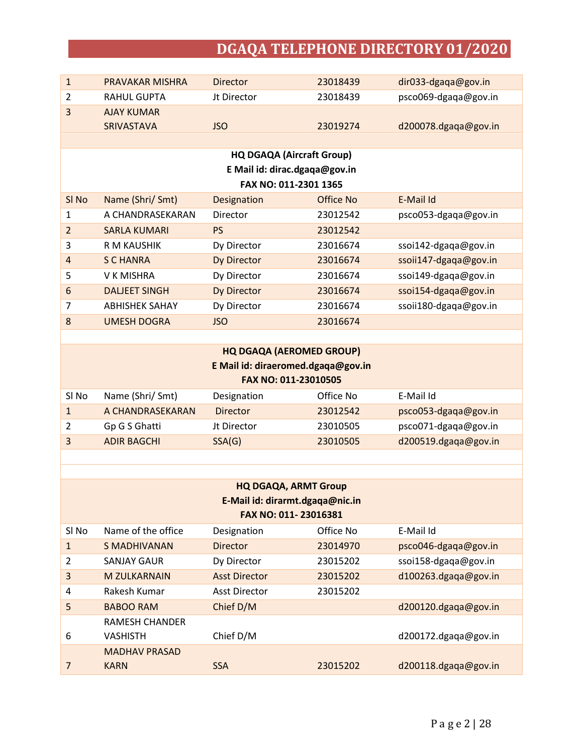| | | | | |
|---|---|---|---|---|
| 1 | PRAVAKAR MISHRA | Director | 23018439 | dir033-dgaqa@gov.in |
| 2 | RAHUL GUPTA | Jt Director | 23018439 | psco069-dgaqa@gov.in |
| 3 | AJAY KUMAR SRIVASTAVA | JSO | 23019274 | d200078.dgaqa@gov.in |

**HQ DGAQA (Aircraft Group)**
**E Mail id: dirac.dgaqa@gov.in**
**FAX NO: 011-2301 1365**

| Sl No | Name (Shri/ Smt) | Designation | Office No | E-Mail Id |
|---|---|---|---|---|
| 1 | A CHANDRASEKARAN | Director | 23012542 | psco053-dgaqa@gov.in |
| 2 | SARLA KUMARI | PS | 23012542 | |
| 3 | R M KAUSHIK | Dy Director | 23016674 | ssoi142-dgaqa@gov.in |
| 4 | S C HANRA | Dy Director | 23016674 | ssoii147-dgaqa@gov.in |
| 5 | V K MISHRA | Dy Director | 23016674 | ssoi149-dgaqa@gov.in |
| 6 | DALJEET SINGH | Dy Director | 23016674 | ssoi154-dgaqa@gov.in |
| 7 | ABHISHEK SAHAY | Dy Director | 23016674 | ssoii180-dgaqa@gov.in |
| 8 | UMESH DOGRA | JSO | 23016674 | |

**HQ DGAQA (AEROMED GROUP)**
**E Mail id: diraeromed.dgaqa@gov.in**
**FAX NO: 011-23010505**

| Sl No | Name (Shri/ Smt) | Designation | Office No | E-Mail Id |
|---|---|---|---|---|
| 1 | A CHANDRASEKARAN | Director | 23012542 | psco053-dgaqa@gov.in |
| 2 | Gp G S Ghatti | Jt Director | 23010505 | psco071-dgaqa@gov.in |
| 3 | ADIR BAGCHI | SSA(G) | 23010505 | d200519.dgaqa@gov.in |

**HQ DGAQA, ARMT Group**
**E-Mail id: dirarmt.dgaqa@nic.in**
**FAX NO: 011- 23016381**

| Sl No | Name of the office | Designation | Office No | E-Mail Id |
|---|---|---|---|---|
| 1 | S MADHIVANAN | Director | 23014970 | psco046-dgaqa@gov.in |
| 2 | SANJAY GAUR | Dy Director | 23015202 | ssoi158-dgaqa@gov.in |
| 3 | M ZULKARNAIN | Asst Director | 23015202 | d100263.dgaqa@gov.in |
| 4 | Rakesh Kumar | Asst Director | 23015202 | |
| 5 | BABOO RAM | Chief D/M | | d200120.dgaqa@gov.in |
| 6 | RAMESH CHANDER VASHISTH | Chief D/M | | d200172.dgaqa@gov.in |
| 7 | MADHAV PRASAD KARN | SSA | 23015202 | d200118.dgaqa@gov.in |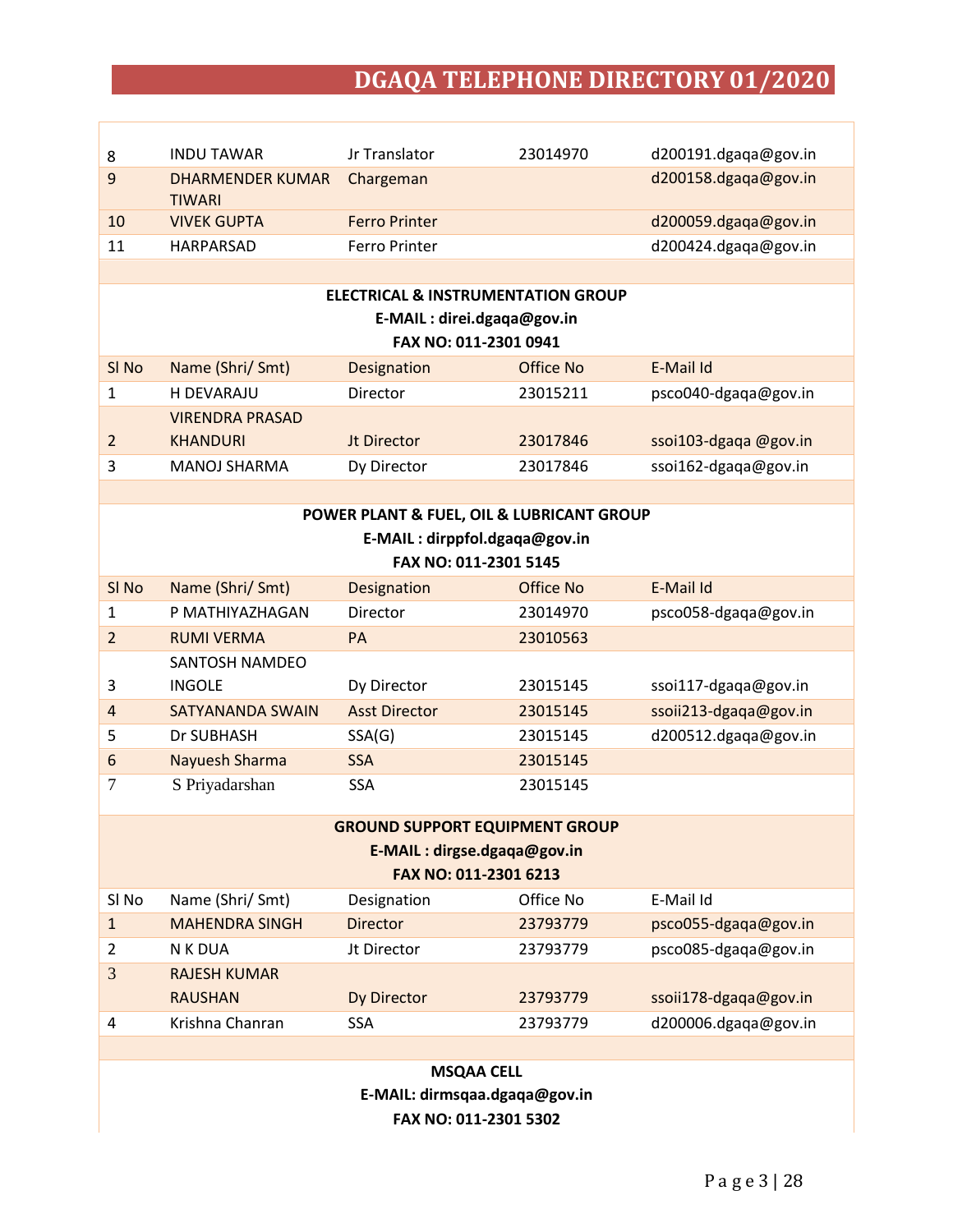| | | | | |
|---|---|---|---|---|
| 8 | INDU TAWAR | Jr Translator | 23014970 | d200191.dgaqa@gov.in |
| 9 | DHARMENDER KUMAR TIWARI | Chargeman | | d200158.dgaqa@gov.in |
| 10 | VIVEK GUPTA | Ferro Printer | | d200059.dgaqa@gov.in |
| 11 | HARPARSAD | Ferro Printer | | d200424.dgaqa@gov.in |

**ELECTRICAL & INSTRUMENTATION GROUP**
**E-MAIL : direi.dgaqa@gov.in**
**FAX NO: 011-2301 0941**

| Sl No | Name (Shri/ Smt) | Designation | Office No | E-Mail Id |
|---|---|---|---|---|
| 1 | H DEVARAJU | Director | 23015211 | psco040-dgaqa@gov.in |
| 2 | VIRENDRA PRASAD KHANDURI | Jt Director | 23017846 | ssoi103-dgaqa @gov.in |
| 3 | MANOJ SHARMA | Dy Director | 23017846 | ssoi162-dgaqa@gov.in |

**POWER PLANT & FUEL, OIL & LUBRICANT GROUP**
**E-MAIL : dirppfol.dgaqa@gov.in**
**FAX NO: 011-2301 5145**

| Sl No | Name (Shri/ Smt) | Designation | Office No | E-Mail Id |
|---|---|---|---|---|
| 1 | P MATHIYAZHAGAN | Director | 23014970 | psco058-dgaqa@gov.in |
| 2 | RUMI VERMA | PA | 23010563 | |
| 3 | SANTOSH NAMDEO INGOLE | Dy Director | 23015145 | ssoi117-dgaqa@gov.in |
| 4 | SATYANANDA SWAIN | Asst Director | 23015145 | ssoii213-dgaqa@gov.in |
| 5 | Dr SUBHASH | SSA(G) | 23015145 | d200512.dgaqa@gov.in |
| 6 | Nayuesh Sharma | SSA | 23015145 | |
| 7 | S Priyadarshan | SSA | 23015145 | |

**GROUND SUPPORT EQUIPMENT GROUP**
**E-MAIL : dirgse.dgaqa@gov.in**
**FAX NO: 011-2301 6213**

| Sl No | Name (Shri/ Smt) | Designation | Office No | E-Mail Id |
|---|---|---|---|---|
| 1 | MAHENDRA SINGH | Director | 23793779 | psco055-dgaqa@gov.in |
| 2 | N K DUA | Jt Director | 23793779 | psco085-dgaqa@gov.in |
| 3 | RAJESH KUMAR RAUSHAN | Dy Director | 23793779 | ssoii178-dgaqa@gov.in |
| 4 | Krishna Chanran | SSA | 23793779 | d200006.dgaqa@gov.in |

**MSQAA CELL**
**E-MAIL: dirmsqaa.dgaqa@gov.in**
**FAX NO: 011-2301 5302**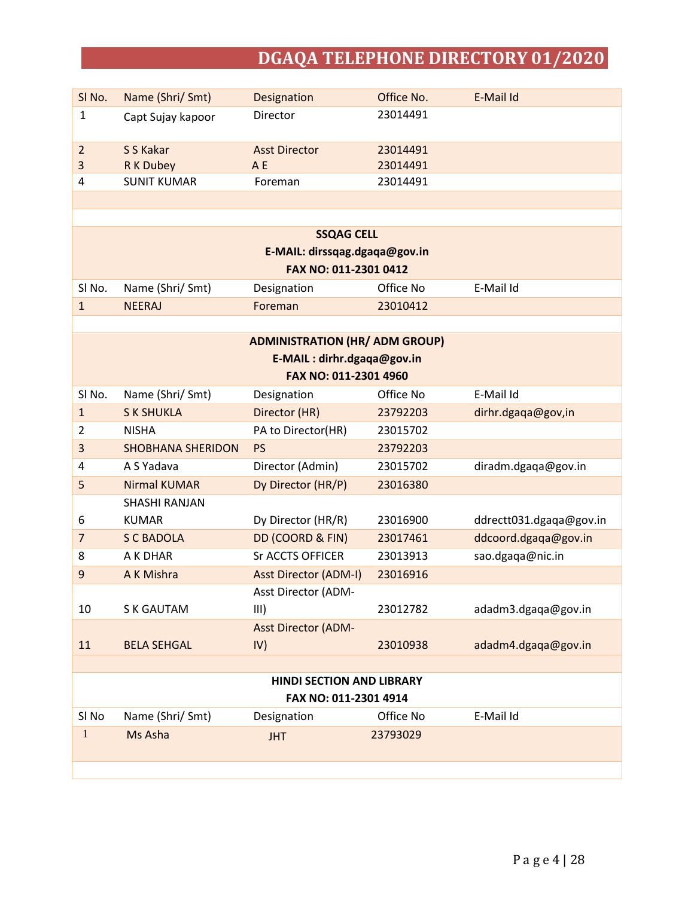| Sl No. | Name (Shri/ Smt) | Designation | Office No. | E-Mail Id |
|---|---|---|---|---|
| 1 | Capt Sujay kapoor | Director | 23014491 | |
| 2 | S S Kakar | Asst Director | 23014491 | |
| 3 | R K Dubey | A E | 23014491 | |
| 4 | SUNIT KUMAR | Foreman | 23014491 | |

**SSQAG CELL**

**E-MAIL: dirssqag.dgaqa@gov.in**

**FAX NO: 011-2301 0412**

| Sl No. | Name (Shri/ Smt) | Designation | Office No | E-Mail Id |
|---|---|---|---|---|
| 1 | NEERAJ | Foreman | 23010412 | |

**ADMINISTRATION (HR/ ADM GROUP)**

**E-MAIL : dirhr.dgaqa@gov.in**

**FAX NO: 011-2301 4960**

| Sl No. | Name (Shri/ Smt) | Designation | Office No | E-Mail Id |
|---|---|---|---|---|
| 1 | S K SHUKLA | Director (HR) | 23792203 | dirhr.dgaqa@gov,in |
| 2 | NISHA | PA to Director(HR) | 23015702 | |
| 3 | SHOBHANA SHERIDON | PS | 23792203 | |
| 4 | A S Yadava | Director (Admin) | 23015702 | diradm.dgaqa@gov.in |
| 5 | Nirmal KUMAR | Dy Director (HR/P) | 23016380 | |
| 6 | SHASHI RANJAN KUMAR | Dy Director (HR/R) | 23016900 | ddrectt031.dgaqa@gov.in |
| 7 | S C BADOLA | DD (COORD & FIN) | 23017461 | ddcoord.dgaqa@gov.in |
| 8 | A K DHAR | Sr ACCTS OFFICER | 23013913 | sao.dgaqa@nic.in |
| 9 | A K Mishra | Asst Director (ADM-I) | 23016916 | |
| 10 | S K GAUTAM | Asst Director (ADM-III) | 23012782 | adadm3.dgaqa@gov.in |
| 11 | BELA SEHGAL | Asst Director (ADM-IV) | 23010938 | adadm4.dgaqa@gov.in |

**HINDI SECTION AND LIBRARY**

**FAX NO: 011-2301 4914**

| Sl No | Name (Shri/ Smt) | Designation | Office No | E-Mail Id |
|---|---|---|---|---|
| 1 | Ms Asha | JHT | 23793029 | |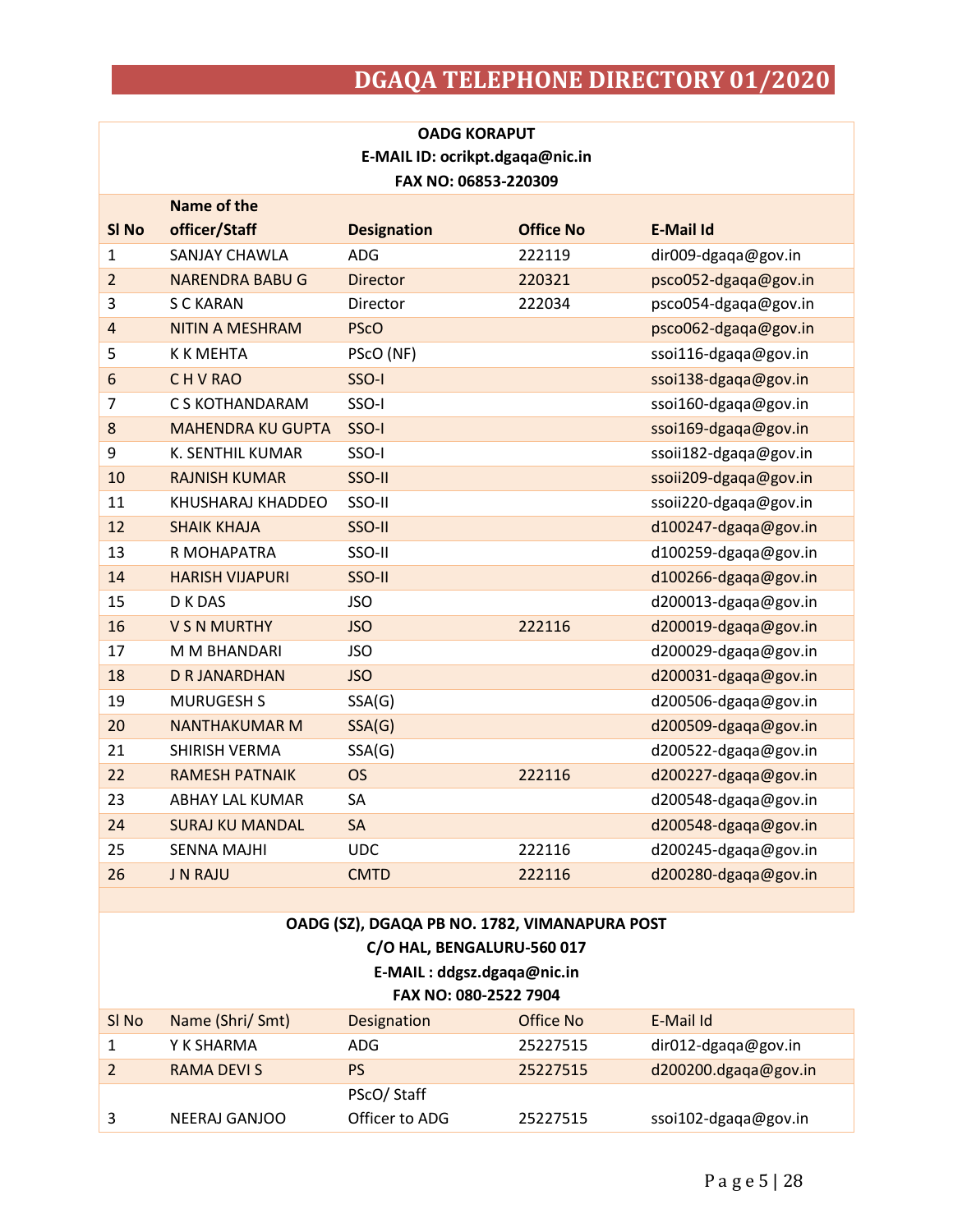## OADG KORAPUT

**E-MAIL ID: ocrikpt.dgaqa@nic.in**

**FAX NO: 06853-220309**

| Sl No | Name of the officer/Staff | Designation | Office No | E-Mail Id |
|---|---|---|---|---|
| 1 | SANJAY CHAWLA | ADG | 222119 | dir009-dgaqa@gov.in |
| 2 | NARENDRA BABU G | Director | 220321 | psco052-dgaqa@gov.in |
| 3 | S C KARAN | Director | 222034 | psco054-dgaqa@gov.in |
| 4 | NITIN A MESHRAM | PScO | | psco062-dgaqa@gov.in |
| 5 | K K MEHTA | PScO (NF) | | ssoi116-dgaqa@gov.in |
| 6 | C H V RAO | SSO-I | | ssoi138-dgaqa@gov.in |
| 7 | C S KOTHANDARAM | SSO-I | | ssoi160-dgaqa@gov.in |
| 8 | MAHENDRA KU GUPTA | SSO-I | | ssoi169-dgaqa@gov.in |
| 9 | K. SENTHIL KUMAR | SSO-I | | ssoii182-dgaqa@gov.in |
| 10 | RAJNISH KUMAR | SSO-II | | ssoii209-dgaqa@gov.in |
| 11 | KHUSHARAJ KHADDEO | SSO-II | | ssoii220-dgaqa@gov.in |
| 12 | SHAIK KHAJA | SSO-II | | d100247-dgaqa@gov.in |
| 13 | R MOHAPATRA | SSO-II | | d100259-dgaqa@gov.in |
| 14 | HARISH VIJAPURI | SSO-II | | d100266-dgaqa@gov.in |
| 15 | D K DAS | JSO | | d200013-dgaqa@gov.in |
| 16 | V S N MURTHY | JSO | 222116 | d200019-dgaqa@gov.in |
| 17 | M M BHANDARI | JSO | | d200029-dgaqa@gov.in |
| 18 | D R JANARDHAN | JSO | | d200031-dgaqa@gov.in |
| 19 | MURUGESH S | SSA(G) | | d200506-dgaqa@gov.in |
| 20 | NANTHAKUMAR M | SSA(G) | | d200509-dgaqa@gov.in |
| 21 | SHIRISH VERMA | SSA(G) | | d200522-dgaqa@gov.in |
| 22 | RAMESH PATNAIK | OS | 222116 | d200227-dgaqa@gov.in |
| 23 | ABHAY LAL KUMAR | SA | | d200548-dgaqa@gov.in |
| 24 | SURAJ KU MANDAL | SA | | d200548-dgaqa@gov.in |
| 25 | SENNA MAJHI | UDC | 222116 | d200245-dgaqa@gov.in |
| 26 | J N RAJU | CMTD | 222116 | d200280-dgaqa@gov.in |

## OADG (SZ), DGAQA PB NO. 1782, VIMANAPURA POST

**C/O HAL, BENGALURU-560 017**

**E-MAIL : ddgsz.dgaqa@nic.in**

**FAX NO: 080-2522 7904**

| Sl No | Name (Shri/ Smt) | Designation | Office No | E-Mail Id |
|---|---|---|---|---|
| 1 | Y K SHARMA | ADG | 25227515 | dir012-dgaqa@gov.in |
| 2 | RAMA DEVI S | PS | 25227515 | d200200.dgaqa@gov.in |
| 3 | NEERAJ GANJOO | PScO/ Staff Officer to ADG | 25227515 | ssoi102-dgaqa@gov.in |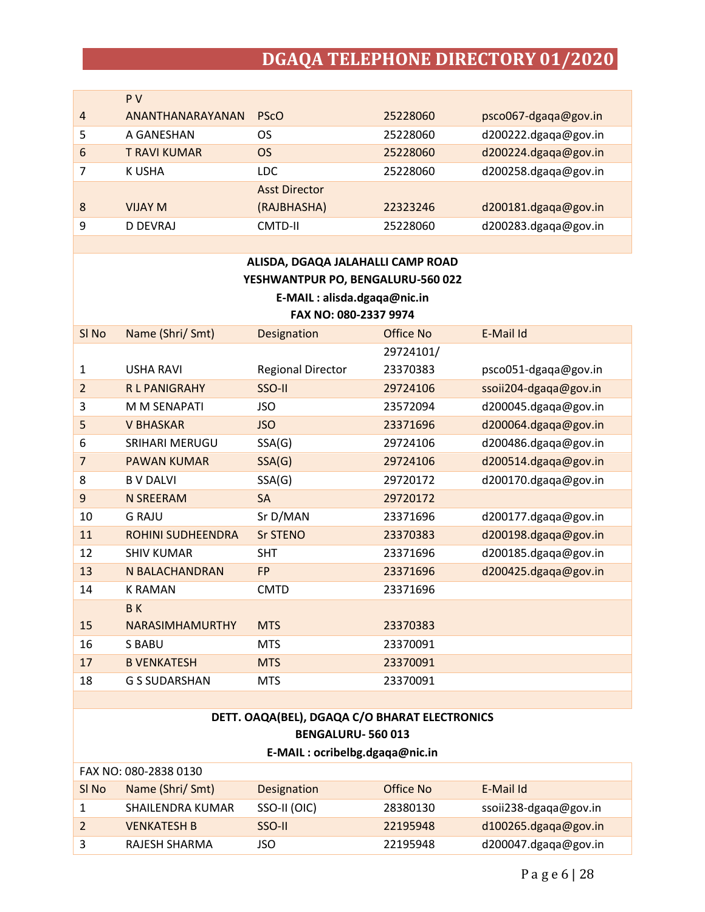| | | | | |
|---|---|---|---|---|
| 4 | P V ANANTHANARAYANAN | PScO | 25228060 | psco067-dgaqa@gov.in |
| 5 | A GANESHAN | OS | 25228060 | d200222.dgaqa@gov.in |
| 6 | T RAVI KUMAR | OS | 25228060 | d200224.dgaqa@gov.in |
| 7 | K USHA | LDC | 25228060 | d200258.dgaqa@gov.in |
| 8 | VIJAY M | Asst Director (RAJBHASHA) | 22323246 | d200181.dgaqa@gov.in |
| 9 | D DEVRAJ | CMTD-II | 25228060 | d200283.dgaqa@gov.in |

**ALISDA, DGAQA JALAHALLI CAMP ROAD**
**YESHWANTPUR PO, BENGALURU-560 022**
**E-MAIL : alisda.dgaqa@nic.in**
**FAX NO: 080-2337 9974**

| Sl No | Name (Shri/ Smt) | Designation | Office No | E-Mail Id |
|---|---|---|---|---|
| 1 | USHA RAVI | Regional Director | 29724101/ 23370383 | psco051-dgaqa@gov.in |
| 2 | R L PANIGRAHY | SSO-II | 29724106 | ssoii204-dgaqa@gov.in |
| 3 | M M SENAPATI | JSO | 23572094 | d200045.dgaqa@gov.in |
| 5 | V BHASKAR | JSO | 23371696 | d200064.dgaqa@gov.in |
| 6 | SRIHARI MERUGU | SSA(G) | 29724106 | d200486.dgaqa@gov.in |
| 7 | PAWAN KUMAR | SSA(G) | 29724106 | d200514.dgaqa@gov.in |
| 8 | B V DALVI | SSA(G) | 29720172 | d200170.dgaqa@gov.in |
| 9 | N SREERAM | SA | 29720172 | |
| 10 | G RAJU | Sr D/MAN | 23371696 | d200177.dgaqa@gov.in |
| 11 | ROHINI SUDHEENDRA | Sr STENO | 23370383 | d200198.dgaqa@gov.in |
| 12 | SHIV KUMAR | SHT | 23371696 | d200185.dgaqa@gov.in |
| 13 | N BALACHANDRAN | FP | 23371696 | d200425.dgaqa@gov.in |
| 14 | K RAMAN | CMTD | 23371696 | |
| 15 | B K NARASIMHAMURTHY | MTS | 23370383 | |
| 16 | S BABU | MTS | 23370091 | |
| 17 | B VENKATESH | MTS | 23370091 | |
| 18 | G S SUDARSHAN | MTS | 23370091 | |

**DETT. OAQA(BEL), DGAQA C/O BHARAT ELECTRONICS**
**BENGALURU- 560 013**
**E-MAIL : ocribelbg.dgaqa@nic.in**

FAX NO: 080-2838 0130

| Sl No | Name (Shri/ Smt) | Designation | Office No | E-Mail Id |
|---|---|---|---|---|
| 1 | SHAILENDRA KUMAR | SSO-II (OIC) | 28380130 | ssoii238-dgaqa@gov.in |
| 2 | VENKATESH B | SSO-II | 22195948 | d100265.dgaqa@gov.in |
| 3 | RAJESH SHARMA | JSO | 22195948 | d200047.dgaqa@gov.in |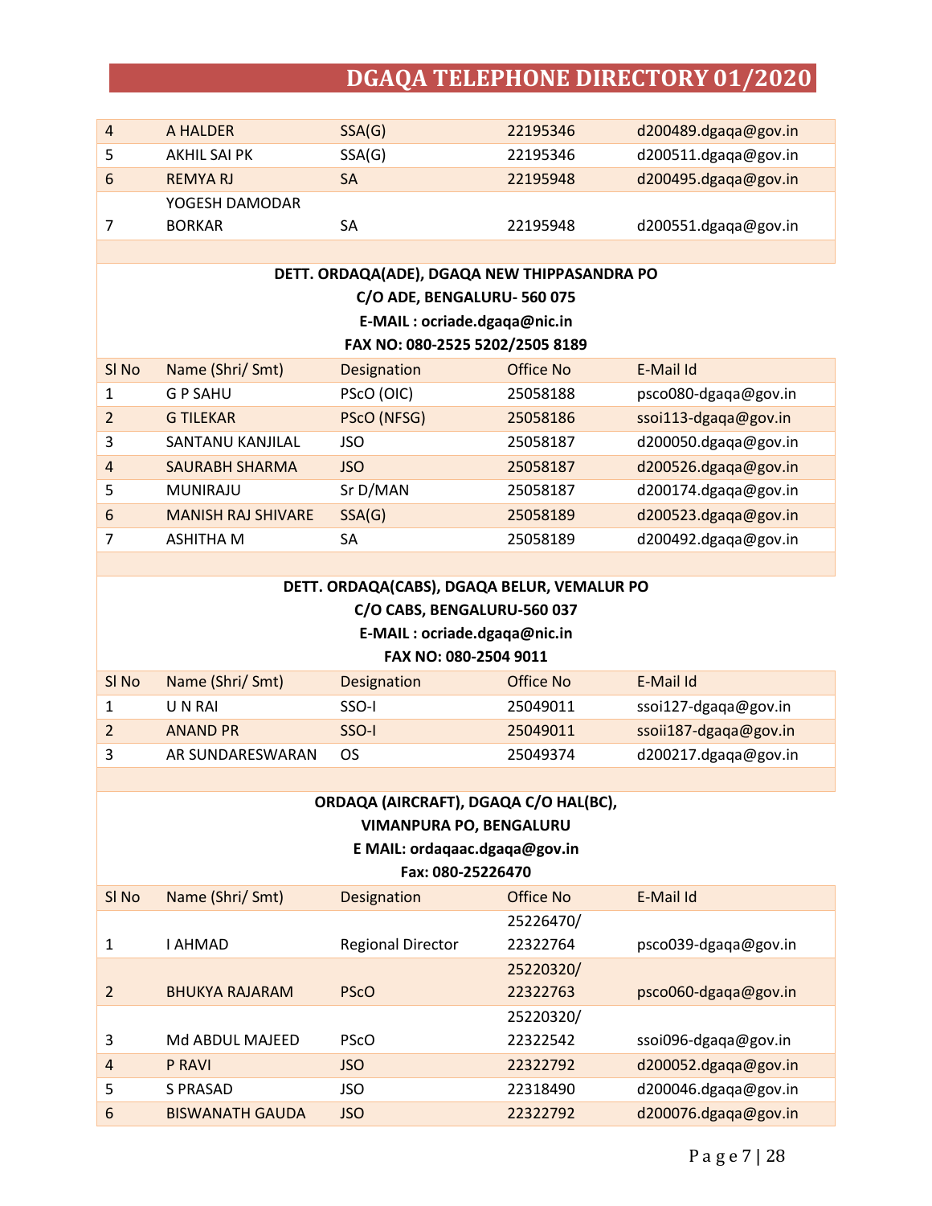| | | | | |
|---|---|---|---|---|
| 4 | A HALDER | SSA(G) | 22195346 | d200489.dgaqa@gov.in |
| 5 | AKHIL SAI PK | SSA(G) | 22195346 | d200511.dgaqa@gov.in |
| 6 | REMYA RJ | SA | 22195948 | d200495.dgaqa@gov.in |
| 7 | YOGESH DAMODAR BORKAR | SA | 22195948 | d200551.dgaqa@gov.in |

**DETT. ORDAQA(ADE), DGAQA NEW THIPPASANDRA PO**
**C/O ADE, BENGALURU- 560 075**
**E-MAIL : ocriade.dgaqa@nic.in**
**FAX NO: 080-2525 5202/2505 8189**

| Sl No | Name (Shri/ Smt) | Designation | Office No | E-Mail Id |
|---|---|---|---|---|
| 1 | G P SAHU | PScO (OIC) | 25058188 | psco080-dgaqa@gov.in |
| 2 | G TILEKAR | PScO (NFSG) | 25058186 | ssoi113-dgaqa@gov.in |
| 3 | SANTANU KANJILAL | JSO | 25058187 | d200050.dgaqa@gov.in |
| 4 | SAURABH SHARMA | JSO | 25058187 | d200526.dgaqa@gov.in |
| 5 | MUNIRAJU | Sr D/MAN | 25058187 | d200174.dgaqa@gov.in |
| 6 | MANISH RAJ SHIVARE | SSA(G) | 25058189 | d200523.dgaqa@gov.in |
| 7 | ASHITHA M | SA | 25058189 | d200492.dgaqa@gov.in |

**DETT. ORDAQA(CABS), DGAQA BELUR, VEMALUR PO**
**C/O CABS, BENGALURU-560 037**
**E-MAIL : ocriade.dgaqa@nic.in**
**FAX NO: 080-2504 9011**

| Sl No | Name (Shri/ Smt) | Designation | Office No | E-Mail Id |
|---|---|---|---|---|
| 1 | U N RAI | SSO-I | 25049011 | ssoi127-dgaqa@gov.in |
| 2 | ANAND PR | SSO-I | 25049011 | ssoii187-dgaqa@gov.in |
| 3 | AR SUNDARESWARAN | OS | 25049374 | d200217.dgaqa@gov.in |

**ORDAQA (AIRCRAFT), DGAQA C/O HAL(BC),**
**VIMANPURA PO, BENGALURU**
**E MAIL: ordaqaac.dgaqa@gov.in**
**Fax: 080-25226470**

| Sl No | Name (Shri/ Smt) | Designation | Office No | E-Mail Id |
|---|---|---|---|---|
| 1 | I AHMAD | Regional Director | 25226470/ 22322764 | psco039-dgaqa@gov.in |
| 2 | BHUKYA RAJARAM | PScO | 25220320/ 22322763 | psco060-dgaqa@gov.in |
| 3 | Md ABDUL MAJEED | PScO | 25220320/ 22322542 | ssoi096-dgaqa@gov.in |
| 4 | P RAVI | JSO | 22322792 | d200052.dgaqa@gov.in |
| 5 | S PRASAD | JSO | 22318490 | d200046.dgaqa@gov.in |
| 6 | BISWANATH GAUDA | JSO | 22322792 | d200076.dgaqa@gov.in |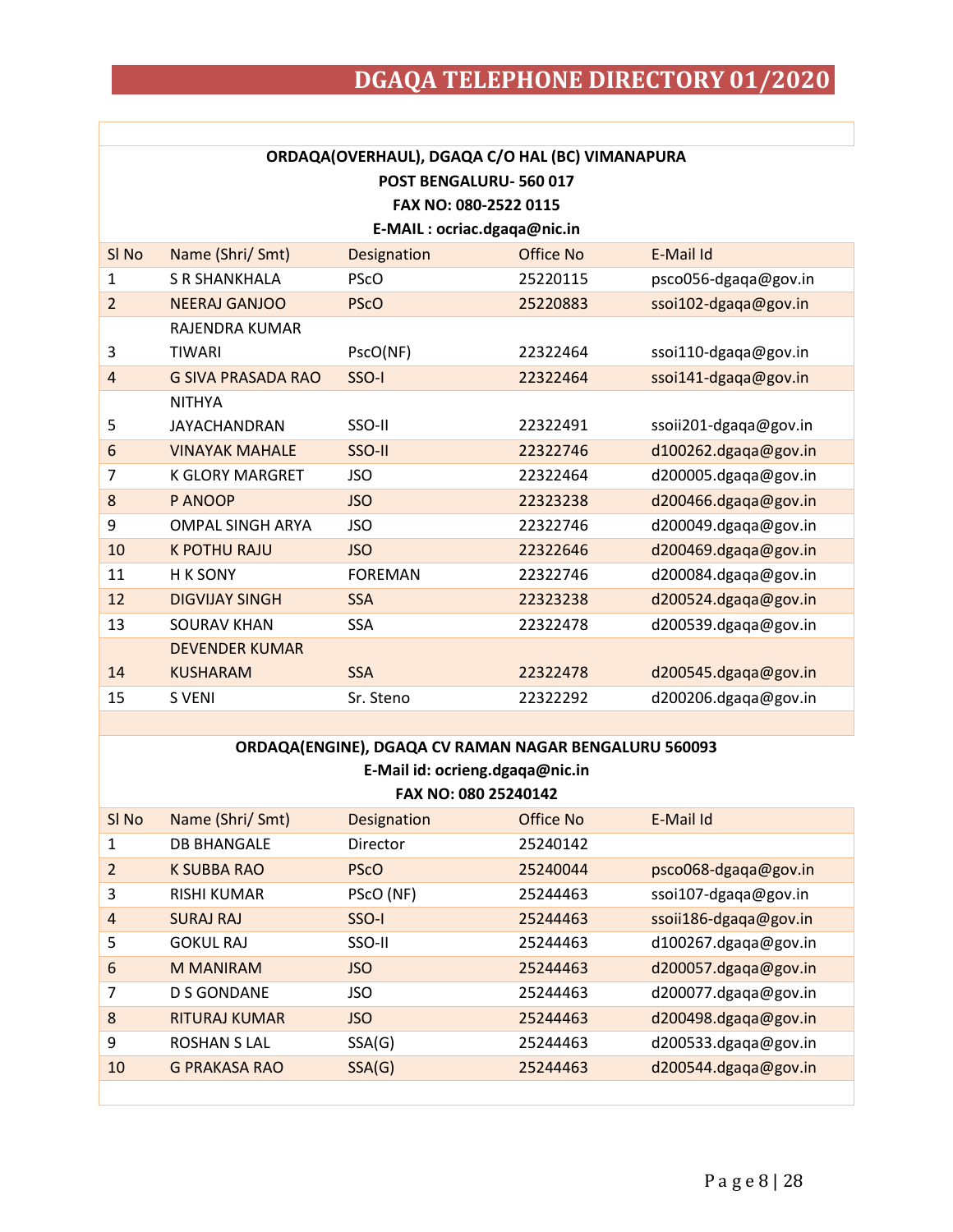**ORDAQA(OVERHAUL), DGAQA C/O HAL (BC) VIMANAPURA**
**POST BENGALURU- 560 017**
**FAX NO: 080-2522 0115**
**E-MAIL : ocriac.dgaqa@nic.in**

| Sl No | Name (Shri/ Smt) | Designation | Office No | E-Mail Id |
|---|---|---|---|---|
| 1 | S R SHANKHALA | PScO | 25220115 | psco056-dgaqa@gov.in |
| 2 | NEERAJ GANJOO | PScO | 25220883 | ssoi102-dgaqa@gov.in |
| 3 | RAJENDRA KUMAR TIWARI | PscO(NF) | 22322464 | ssoi110-dgaqa@gov.in |
| 4 | G SIVA PRASADA RAO | SSO-I | 22322464 | ssoi141-dgaqa@gov.in |
| 5 | NITHYA JAYACHANDRAN | SSO-II | 22322491 | ssoii201-dgaqa@gov.in |
| 6 | VINAYAK MAHALE | SSO-II | 22322746 | d100262.dgaqa@gov.in |
| 7 | K GLORY MARGRET | JSO | 22322464 | d200005.dgaqa@gov.in |
| 8 | P ANOOP | JSO | 22323238 | d200466.dgaqa@gov.in |
| 9 | OMPAL SINGH ARYA | JSO | 22322746 | d200049.dgaqa@gov.in |
| 10 | K POTHU RAJU | JSO | 22322646 | d200469.dgaqa@gov.in |
| 11 | H K SONY | FOREMAN | 22322746 | d200084.dgaqa@gov.in |
| 12 | DIGVIJAY SINGH | SSA | 22323238 | d200524.dgaqa@gov.in |
| 13 | SOURAV KHAN | SSA | 22322478 | d200539.dgaqa@gov.in |
| 14 | DEVENDER KUMAR KUSHARAM | SSA | 22322478 | d200545.dgaqa@gov.in |
| 15 | S VENI | Sr. Steno | 22322292 | d200206.dgaqa@gov.in |

**ORDAQA(ENGINE), DGAQA CV RAMAN NAGAR BENGALURU 560093**
**E-Mail id: ocrieng.dgaqa@nic.in**
**FAX NO: 080 25240142**

| Sl No | Name (Shri/ Smt) | Designation | Office No | E-Mail Id |
|---|---|---|---|---|
| 1 | DB BHANGALE | Director | 25240142 | |
| 2 | K SUBBA RAO | PScO | 25240044 | psco068-dgaqa@gov.in |
| 3 | RISHI KUMAR | PScO (NF) | 25244463 | ssoi107-dgaqa@gov.in |
| 4 | SURAJ RAJ | SSO-I | 25244463 | ssoii186-dgaqa@gov.in |
| 5 | GOKUL RAJ | SSO-II | 25244463 | d100267.dgaqa@gov.in |
| 6 | M MANIRAM | JSO | 25244463 | d200057.dgaqa@gov.in |
| 7 | D S GONDANE | JSO | 25244463 | d200077.dgaqa@gov.in |
| 8 | RITURAJ KUMAR | JSO | 25244463 | d200498.dgaqa@gov.in |
| 9 | ROSHAN S LAL | SSA(G) | 25244463 | d200533.dgaqa@gov.in |
| 10 | G PRAKASA RAO | SSA(G) | 25244463 | d200544.dgaqa@gov.in |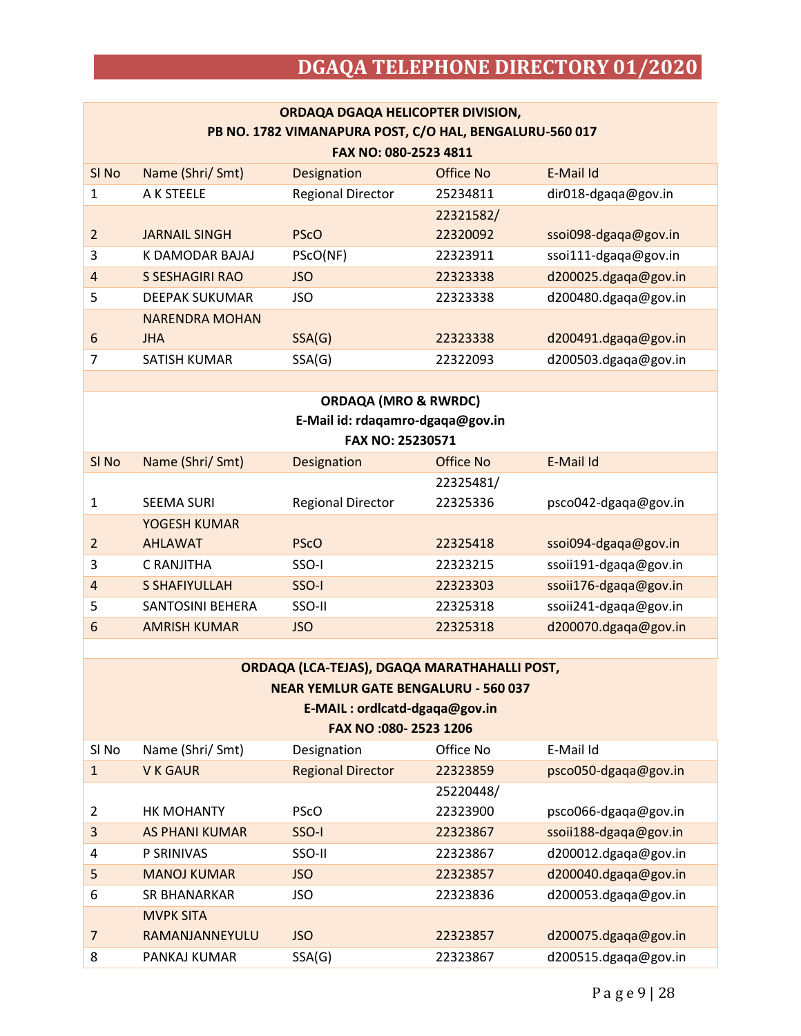| ORDAQA DGAQA HELICOPTER DIVISION, PB NO. 1782 VIMANAPURA POST, C/O HAL, BENGALURU-560 017 FAX NO: 080-2523 4811 | | | | |
|---|---|---|---|---|
| Sl No | Name (Shri/ Smt) | Designation | Office No | E-Mail Id |
| 1 | A K STEELE | Regional Director | 25234811 | dir018-dgaqa@gov.in |
| 2 | JARNAIL SINGH | PScO | 22321582/ 22320092 | ssoi098-dgaqa@gov.in |
| 3 | K DAMODAR BAJAJ | PScO(NF) | 22323911 | ssoi111-dgaqa@gov.in |
| 4 | S SESHAGIRI RAO | JSO | 22323338 | d200025.dgaqa@gov.in |
| 5 | DEEPAK SUKUMAR | JSO | 22323338 | d200480.dgaqa@gov.in |
| 6 | NARENDRA MOHAN JHA | SSA(G) | 22323338 | d200491.dgaqa@gov.in |
| 7 | SATISH KUMAR | SSA(G) | 22322093 | d200503.dgaqa@gov.in |

| ORDAQA (MRO & RWRDC) E-Mail id: rdaqamro-dgaqa@gov.in FAX NO: 25230571 | | | | |
|---|---|---|---|---|
| Sl No | Name (Shri/ Smt) | Designation | Office No | E-Mail Id |
| 1 | SEEMA SURI | Regional Director | 22325481/ 22325336 | psco042-dgaqa@gov.in |
| 2 | YOGESH KUMAR AHLAWAT | PScO | 22325418 | ssoi094-dgaqa@gov.in |
| 3 | C RANJITHA | SSO-I | 22323215 | ssoii191-dgaqa@gov.in |
| 4 | S SHAFIYULLAH | SSO-I | 22323303 | ssoii176-dgaqa@gov.in |
| 5 | SANTOSINI BEHERA | SSO-II | 22325318 | ssoii241-dgaqa@gov.in |
| 6 | AMRISH KUMAR | JSO | 22325318 | d200070.dgaqa@gov.in |

| ORDAQA (LCA-TEJAS), DGAQA MARATHAHALLI POST, NEAR YEMLUR GATE BENGALURU - 560 037 E-MAIL : ordlcatd-dgaqa@gov.in FAX NO :080- 2523 1206 | | | | |
|---|---|---|---|---|
| Sl No | Name (Shri/ Smt) | Designation | Office No | E-Mail Id |
| 1 | V K GAUR | Regional Director | 22323859 | psco050-dgaqa@gov.in |
| 2 | HK MOHANTY | PScO | 25220448/ 22323900 | psco066-dgaqa@gov.in |
| 3 | AS PHANI KUMAR | SSO-I | 22323867 | ssoii188-dgaqa@gov.in |
| 4 | P SRINIVAS | SSO-II | 22323867 | d200012.dgaqa@gov.in |
| 5 | MANOJ KUMAR | JSO | 22323857 | d200040.dgaqa@gov.in |
| 6 | SR BHANARKAR | JSO | 22323836 | d200053.dgaqa@gov.in |
| 7 | MVPK SITA RAMANJANNEYULU | JSO | 22323857 | d200075.dgaqa@gov.in |
| 8 | PANKAJ KUMAR | SSA(G) | 22323867 | d200515.dgaqa@gov.in |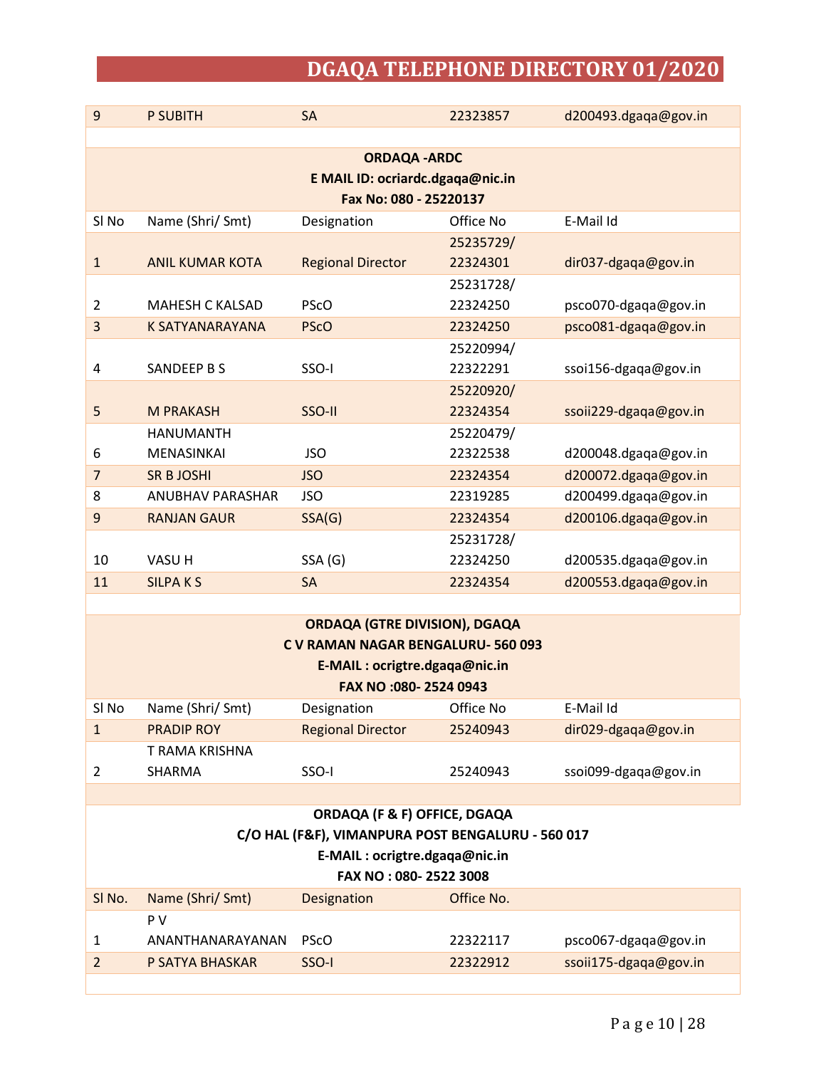| | | | | |
|---|---|---|---|---|
| 9 | P SUBITH | SA | 22323857 | d200493.dgaqa@gov.in |

**ORDAQA -ARDC**
**E MAIL ID: ocriardc.dgaqa@nic.in**
**Fax No: 080 - 25220137**

| Sl No | Name (Shri/ Smt) | Designation | Office No | E-Mail Id |
|---|---|---|---|---|
| 1 | ANIL KUMAR KOTA | Regional Director | 25235729/ 22324301 | dir037-dgaqa@gov.in |
| 2 | MAHESH C KALSAD | PScO | 25231728/ 22324250 | psco070-dgaqa@gov.in |
| 3 | K SATYANARAYANA | PScO | 22324250 | psco081-dgaqa@gov.in |
| 4 | SANDEEP B S | SSO-I | 25220994/ 22322291 | ssoi156-dgaqa@gov.in |
| 5 | M PRAKASH | SSO-II | 25220920/ 22324354 | ssoii229-dgaqa@gov.in |
| 6 | HANUMANTH MENASINKAI | JSO | 25220479/ 22322538 | d200048.dgaqa@gov.in |
| 7 | SR B JOSHI | JSO | 22324354 | d200072.dgaqa@gov.in |
| 8 | ANUBHAV PARASHAR | JSO | 22319285 | d200499.dgaqa@gov.in |
| 9 | RANJAN GAUR | SSA(G) | 22324354 | d200106.dgaqa@gov.in |
| 10 | VASU H | SSA (G) | 25231728/ 22324250 | d200535.dgaqa@gov.in |
| 11 | SILPA K S | SA | 22324354 | d200553.dgaqa@gov.in |

**ORDAQA (GTRE DIVISION), DGAQA**
**C V RAMAN NAGAR BENGALURU- 560 093**
**E-MAIL : ocrigtre.dgaqa@nic.in**
**FAX NO :080- 2524 0943**

| Sl No | Name (Shri/ Smt) | Designation | Office No | E-Mail Id |
|---|---|---|---|---|
| 1 | PRADIP ROY | Regional Director | 25240943 | dir029-dgaqa@gov.in |
| 2 | T RAMA KRISHNA SHARMA | SSO-I | 25240943 | ssoi099-dgaqa@gov.in |

**ORDAQA (F & F) OFFICE, DGAQA**
**C/O HAL (F&F), VIMANPURA POST BENGALURU - 560 017**
**E-MAIL : ocrigtre.dgaqa@nic.in**
**FAX NO : 080- 2522 3008**

| Sl No. | Name (Shri/ Smt) | Designation | Office No. | |
|---|---|---|---|---|
| 1 | P V ANANTHANARAYANAN | PScO | 22322117 | psco067-dgaqa@gov.in |
| 2 | P SATYA BHASKAR | SSO-I | 22322912 | ssoii175-dgaqa@gov.in |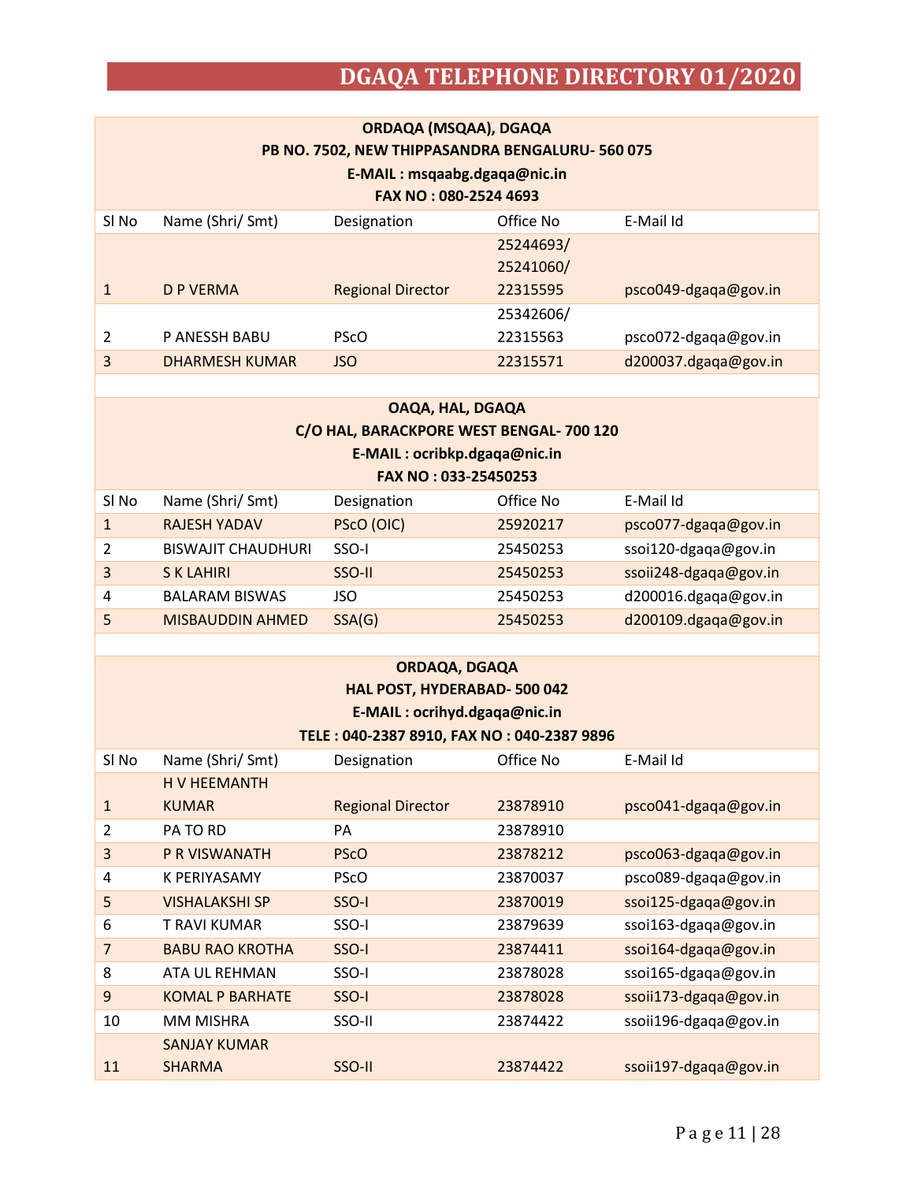# DGAQA TELEPHONE DIRECTORY 01/2020

**ORDAQA (MSQAA), DGAQA**
**PB NO. 7502, NEW THIPPASANDRA BENGALURU- 560 075**
**E-MAIL : msqaabg.dgaqa@nic.in**
**FAX NO : 080-2524 4693**

| Sl No | Name (Shri/ Smt) | Designation | Office No | E-Mail Id |
|---|---|---|---|---|
| 1 | D P VERMA | Regional Director | 25244693/ 25241060/ 22315595 | psco049-dgaqa@gov.in |
| 2 | P ANESSH BABU | PScO | 25342606/ 22315563 | psco072-dgaqa@gov.in |
| 3 | DHARMESH KUMAR | JSO | 22315571 | d200037.dgaqa@gov.in |

**OAQA, HAL, DGAQA**
**C/O HAL, BARACKPORE WEST BENGAL- 700 120**
**E-MAIL : ocribkp.dgaqa@nic.in**
**FAX NO : 033-25450253**

| Sl No | Name (Shri/ Smt) | Designation | Office No | E-Mail Id |
|---|---|---|---|---|
| 1 | RAJESH YADAV | PScO (OIC) | 25920217 | psco077-dgaqa@gov.in |
| 2 | BISWAJIT CHAUDHURI | SSO-I | 25450253 | ssoi120-dgaqa@gov.in |
| 3 | S K LAHIRI | SSO-II | 25450253 | ssoii248-dgaqa@gov.in |
| 4 | BALARAM BISWAS | JSO | 25450253 | d200016.dgaqa@gov.in |
| 5 | MISBAUDDIN AHMED | SSA(G) | 25450253 | d200109.dgaqa@gov.in |

**ORDAQA, DGAQA**
**HAL POST, HYDERABAD- 500 042**
**E-MAIL : ocrihyd.dgaqa@nic.in**
**TELE : 040-2387 8910, FAX NO : 040-2387 9896**

| Sl No | Name (Shri/ Smt) | Designation | Office No | E-Mail Id |
|---|---|---|---|---|
| 1 | H V HEEMANTH KUMAR | Regional Director | 23878910 | psco041-dgaqa@gov.in |
| 2 | PA TO RD | PA | 23878910 | |
| 3 | P R VISWANATH | PScO | 23878212 | psco063-dgaqa@gov.in |
| 4 | K PERIYASAMY | PScO | 23870037 | psco089-dgaqa@gov.in |
| 5 | VISHALAKSHI SP | SSO-I | 23870019 | ssoi125-dgaqa@gov.in |
| 6 | T RAVI KUMAR | SSO-I | 23879639 | ssoi163-dgaqa@gov.in |
| 7 | BABU RAO KROTHA | SSO-I | 23874411 | ssoi164-dgaqa@gov.in |
| 8 | ATA UL REHMAN | SSO-I | 23878028 | ssoi165-dgaqa@gov.in |
| 9 | KOMAL P BARHATE | SSO-I | 23878028 | ssoii173-dgaqa@gov.in |
| 10 | MM MISHRA | SSO-II | 23874422 | ssoii196-dgaqa@gov.in |
| 11 | SANJAY KUMAR SHARMA | SSO-II | 23874422 | ssoii197-dgaqa@gov.in |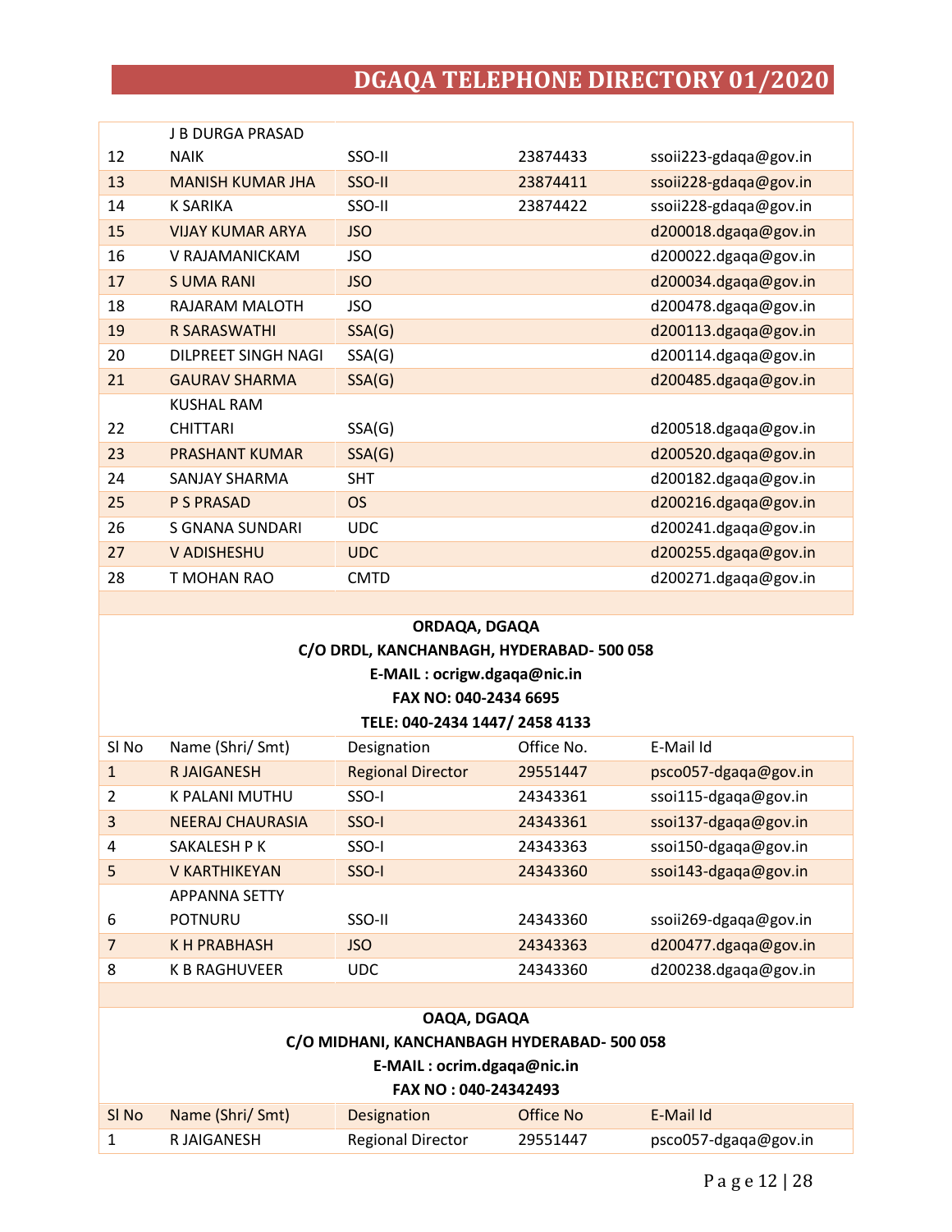| | | | | |
|---|---|---|---|---|
| 12 | J B DURGA PRASAD NAIK | SSO-II | 23874433 | ssoii223-gdaqa@gov.in |
| 13 | MANISH KUMAR JHA | SSO-II | 23874411 | ssoii228-gdaqa@gov.in |
| 14 | K SARIKA | SSO-II | 23874422 | ssoii228-gdaqa@gov.in |
| 15 | VIJAY KUMAR ARYA | JSO | | d200018.dgaqa@gov.in |
| 16 | V RAJAMANICKAM | JSO | | d200022.dgaqa@gov.in |
| 17 | S UMA RANI | JSO | | d200034.dgaqa@gov.in |
| 18 | RAJARAM MALOTH | JSO | | d200478.dgaqa@gov.in |
| 19 | R SARASWATHI | SSA(G) | | d200113.dgaqa@gov.in |
| 20 | DILPREET SINGH NAGI | SSA(G) | | d200114.dgaqa@gov.in |
| 21 | GAURAV SHARMA | SSA(G) | | d200485.dgaqa@gov.in |
| 22 | KUSHAL RAM CHITTARI | SSA(G) | | d200518.dgaqa@gov.in |
| 23 | PRASHANT KUMAR | SSA(G) | | d200520.dgaqa@gov.in |
| 24 | SANJAY SHARMA | SHT | | d200182.dgaqa@gov.in |
| 25 | P S PRASAD | OS | | d200216.dgaqa@gov.in |
| 26 | S GNANA SUNDARI | UDC | | d200241.dgaqa@gov.in |
| 27 | V ADISHESHU | UDC | | d200255.dgaqa@gov.in |
| 28 | T MOHAN RAO | CMTD | | d200271.dgaqa@gov.in |

**ORDAQA, DGAQA**
**C/O DRDL, KANCHANBAGH, HYDERABAD- 500 058**
**E-MAIL : ocrigw.dgaqa@nic.in**
**FAX NO: 040-2434 6695**
**TELE: 040-2434 1447/ 2458 4133**

| Sl No | Name (Shri/ Smt) | Designation | Office No. | E-Mail Id |
|---|---|---|---|---|
| 1 | R JAIGANESH | Regional Director | 29551447 | psco057-dgaqa@gov.in |
| 2 | K PALANI MUTHU | SSO-I | 24343361 | ssoi115-dgaqa@gov.in |
| 3 | NEERAJ CHAURASIA | SSO-I | 24343361 | ssoi137-dgaqa@gov.in |
| 4 | SAKALESH P K | SSO-I | 24343363 | ssoi150-dgaqa@gov.in |
| 5 | V KARTHIKEYAN | SSO-I | 24343360 | ssoi143-dgaqa@gov.in |
| 6 | APPANNA SETTY POTNURU | SSO-II | 24343360 | ssoii269-dgaqa@gov.in |
| 7 | K H PRABHASH | JSO | 24343363 | d200477.dgaqa@gov.in |
| 8 | K B RAGHUVEER | UDC | 24343360 | d200238.dgaqa@gov.in |

**OAQA, DGAQA**
**C/O MIDHANI, KANCHANBAGH HYDERABAD- 500 058**
**E-MAIL : ocrim.dgaqa@nic.in**
**FAX NO : 040-24342493**

| Sl No | Name (Shri/ Smt) | Designation | Office No | E-Mail Id |
|---|---|---|---|---|
| 1 | R JAIGANESH | Regional Director | 29551447 | psco057-dgaqa@gov.in |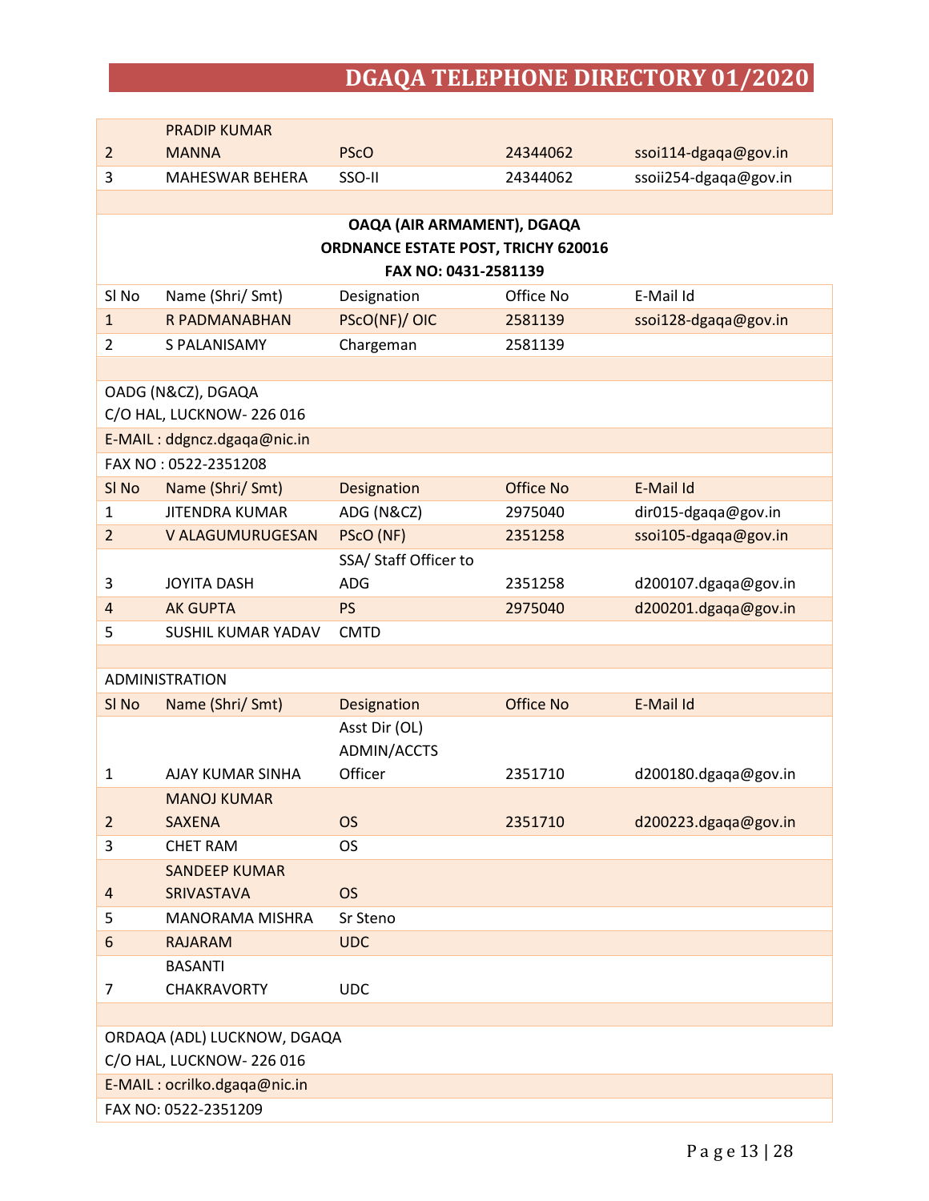| | | | | |
|---|---|---|---|---|
| 2 | PRADIP KUMAR MANNA | PScO | 24344062 | ssoi114-dgaqa@gov.in |
| 3 | MAHESWAR BEHERA | SSO-II | 24344062 | ssoii254-dgaqa@gov.in |

**OAQA (AIR ARMAMENT), DGAQA**
**ORDNANCE ESTATE POST, TRICHY 620016**
**FAX NO: 0431-2581139**

| Sl No | Name (Shri/ Smt) | Designation | Office No | E-Mail Id |
|---|---|---|---|---|
| 1 | R PADMANABHAN | PScO(NF)/ OIC | 2581139 | ssoi128-dgaqa@gov.in |
| 2 | S PALANISAMY | Chargeman | 2581139 | |

OADG (N&CZ), DGAQA
C/O HAL, LUCKNOW- 226 016
E-MAIL : ddgncz.dgaqa@nic.in
FAX NO : 0522-2351208

| Sl No | Name (Shri/ Smt) | Designation | Office No | E-Mail Id |
|---|---|---|---|---|
| 1 | JITENDRA KUMAR | ADG (N&CZ) | 2975040 | dir015-dgaqa@gov.in |
| 2 | V ALAGUMURUGESAN | PScO (NF) | 2351258 | ssoi105-dgaqa@gov.in |
| 3 | JOYITA DASH | SSA/ Staff Officer to ADG | 2351258 | d200107.dgaqa@gov.in |
| 4 | AK GUPTA | PS | 2975040 | d200201.dgaqa@gov.in |
| 5 | SUSHIL KUMAR YADAV | CMTD | | |

ADMINISTRATION

| Sl No | Name (Shri/ Smt) | Designation | Office No | E-Mail Id |
|---|---|---|---|---|
| 1 | AJAY KUMAR SINHA | Asst Dir (OL) ADMIN/ACCTS Officer | 2351710 | d200180.dgaqa@gov.in |
| 2 | MANOJ KUMAR SAXENA | OS | 2351710 | d200223.dgaqa@gov.in |
| 3 | CHET RAM | OS | | |
| 4 | SANDEEP KUMAR SRIVASTAVA | OS | | |
| 5 | MANORAMA MISHRA | Sr Steno | | |
| 6 | RAJARAM | UDC | | |
| 7 | BASANTI CHAKRAVORTY | UDC | | |

ORDAQA (ADL) LUCKNOW, DGAQA
C/O HAL, LUCKNOW- 226 016
E-MAIL : ocrilko.dgaqa@nic.in
FAX NO: 0522-2351209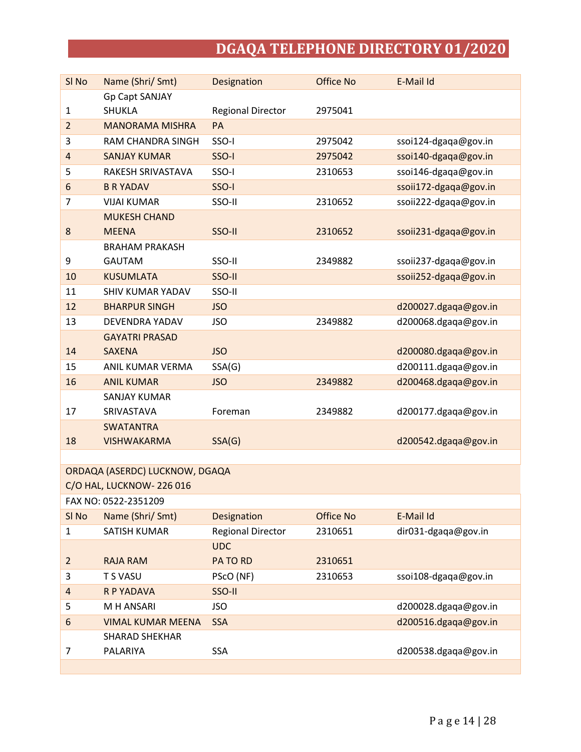# DGAQA TELEPHONE DIRECTORY 01/2020

| Sl No | Name (Shri/ Smt) | Designation | Office No | E-Mail Id |
|---|---|---|---|---|
| 1 | Gp Capt SANJAY SHUKLA | Regional Director | 2975041 | |
| 2 | MANORAMA MISHRA | PA | | |
| 3 | RAM CHANDRA SINGH | SSO-I | 2975042 | ssoi124-dgaqa@gov.in |
| 4 | SANJAY KUMAR | SSO-I | 2975042 | ssoi140-dgaqa@gov.in |
| 5 | RAKESH SRIVASTAVA | SSO-I | 2310653 | ssoi146-dgaqa@gov.in |
| 6 | B R YADAV | SSO-I | | ssoii172-dgaqa@gov.in |
| 7 | VIJAI KUMAR | SSO-II | 2310652 | ssoii222-dgaqa@gov.in |
| 8 | MUKESH CHAND MEENA | SSO-II | 2310652 | ssoii231-dgaqa@gov.in |
| 9 | BRAHAM PRAKASH GAUTAM | SSO-II | 2349882 | ssoii237-dgaqa@gov.in |
| 10 | KUSUMLATA | SSO-II | | ssoii252-dgaqa@gov.in |
| 11 | SHIV KUMAR YADAV | SSO-II | | |
| 12 | BHARPUR SINGH | JSO | | d200027.dgaqa@gov.in |
| 13 | DEVENDRA YADAV | JSO | 2349882 | d200068.dgaqa@gov.in |
| 14 | GAYATRI PRASAD SAXENA | JSO | | d200080.dgaqa@gov.in |
| 15 | ANIL KUMAR VERMA | SSA(G) | | d200111.dgaqa@gov.in |
| 16 | ANIL KUMAR | JSO | 2349882 | d200468.dgaqa@gov.in |
| 17 | SANJAY KUMAR SRIVASTAVA | Foreman | 2349882 | d200177.dgaqa@gov.in |
| 18 | SWATANTRA VISHWAKARMA | SSA(G) | | d200542.dgaqa@gov.in |

ORDAQA (ASERDC) LUCKNOW, DGAQA
C/O HAL, LUCKNOW- 226 016

FAX NO: 0522-2351209

| Sl No | Name (Shri/ Smt) | Designation | Office No | E-Mail Id |
|---|---|---|---|---|
| 1 | SATISH KUMAR | Regional Director | 2310651 | dir031-dgaqa@gov.in |
| 2 | RAJA RAM | UDC PA TO RD | 2310651 | |
| 3 | T S VASU | PScO (NF) | 2310653 | ssoi108-dgaqa@gov.in |
| 4 | R P YADAVA | SSO-II | | |
| 5 | M H ANSARI | JSO | | d200028.dgaqa@gov.in |
| 6 | VIMAL KUMAR MEENA | SSA | | d200516.dgaqa@gov.in |
| 7 | SHARAD SHEKHAR PALARIYA | SSA | | d200538.dgaqa@gov.in |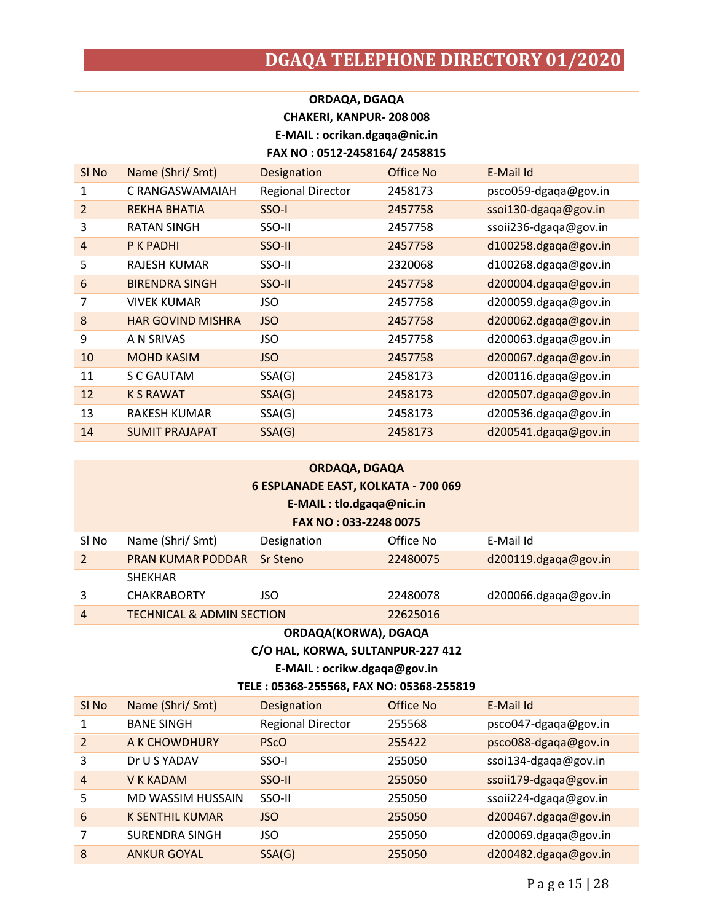## ORDAQA, DGAQA
**CHAKERI, KANPUR- 208 008**
**E-MAIL : ocrikan.dgaqa@nic.in**
**FAX NO : 0512-2458164/ 2458815**

| Sl No | Name (Shri/ Smt) | Designation | Office No | E-Mail Id |
|---|---|---|---|---|
| 1 | C RANGASWAMAIAH | Regional Director | 2458173 | psco059-dgaqa@gov.in |
| 2 | REKHA BHATIA | SSO-I | 2457758 | ssoi130-dgaqa@gov.in |
| 3 | RATAN SINGH | SSO-II | 2457758 | ssoii236-dgaqa@gov.in |
| 4 | P K PADHI | SSO-II | 2457758 | d100258.dgaqa@gov.in |
| 5 | RAJESH KUMAR | SSO-II | 2320068 | d100268.dgaqa@gov.in |
| 6 | BIRENDRA SINGH | SSO-II | 2457758 | d200004.dgaqa@gov.in |
| 7 | VIVEK KUMAR | JSO | 2457758 | d200059.dgaqa@gov.in |
| 8 | HAR GOVIND MISHRA | JSO | 2457758 | d200062.dgaqa@gov.in |
| 9 | A N SRIVAS | JSO | 2457758 | d200063.dgaqa@gov.in |
| 10 | MOHD KASIM | JSO | 2457758 | d200067.dgaqa@gov.in |
| 11 | S C GAUTAM | SSA(G) | 2458173 | d200116.dgaqa@gov.in |
| 12 | K S RAWAT | SSA(G) | 2458173 | d200507.dgaqa@gov.in |
| 13 | RAKESH KUMAR | SSA(G) | 2458173 | d200536.dgaqa@gov.in |
| 14 | SUMIT PRAJAPAT | SSA(G) | 2458173 | d200541.dgaqa@gov.in |

## ORDAQA, DGAQA
**6 ESPLANADE EAST, KOLKATA - 700 069**
**E-MAIL : tlo.dgaqa@nic.in**
**FAX NO : 033-2248 0075**

| Sl No | Name (Shri/ Smt) | Designation | Office No | E-Mail Id |
|---|---|---|---|---|
| 2 | PRAN KUMAR PODDAR | Sr Steno | 22480075 | d200119.dgaqa@gov.in |
| 3 | SHEKHAR CHAKRABORTY | JSO | 22480078 | d200066.dgaqa@gov.in |
| 4 | TECHNICAL & ADMIN SECTION | | 22625016 | |

## ORDAQA(KORWA), DGAQA
**C/O HAL, KORWA, SULTANPUR-227 412**
**E-MAIL : ocrikw.dgaqa@gov.in**
**TELE : 05368-255568, FAX NO: 05368-255819**

| Sl No | Name (Shri/ Smt) | Designation | Office No | E-Mail Id |
|---|---|---|---|---|
| 1 | BANE SINGH | Regional Director | 255568 | psco047-dgaqa@gov.in |
| 2 | A K CHOWDHURY | PScO | 255422 | psco088-dgaqa@gov.in |
| 3 | Dr U S YADAV | SSO-I | 255050 | ssoi134-dgaqa@gov.in |
| 4 | V K KADAM | SSO-II | 255050 | ssoii179-dgaqa@gov.in |
| 5 | MD WASSIM HUSSAIN | SSO-II | 255050 | ssoii224-dgaqa@gov.in |
| 6 | K SENTHIL KUMAR | JSO | 255050 | d200467.dgaqa@gov.in |
| 7 | SURENDRA SINGH | JSO | 255050 | d200069.dgaqa@gov.in |
| 8 | ANKUR GOYAL | SSA(G) | 255050 | d200482.dgaqa@gov.in |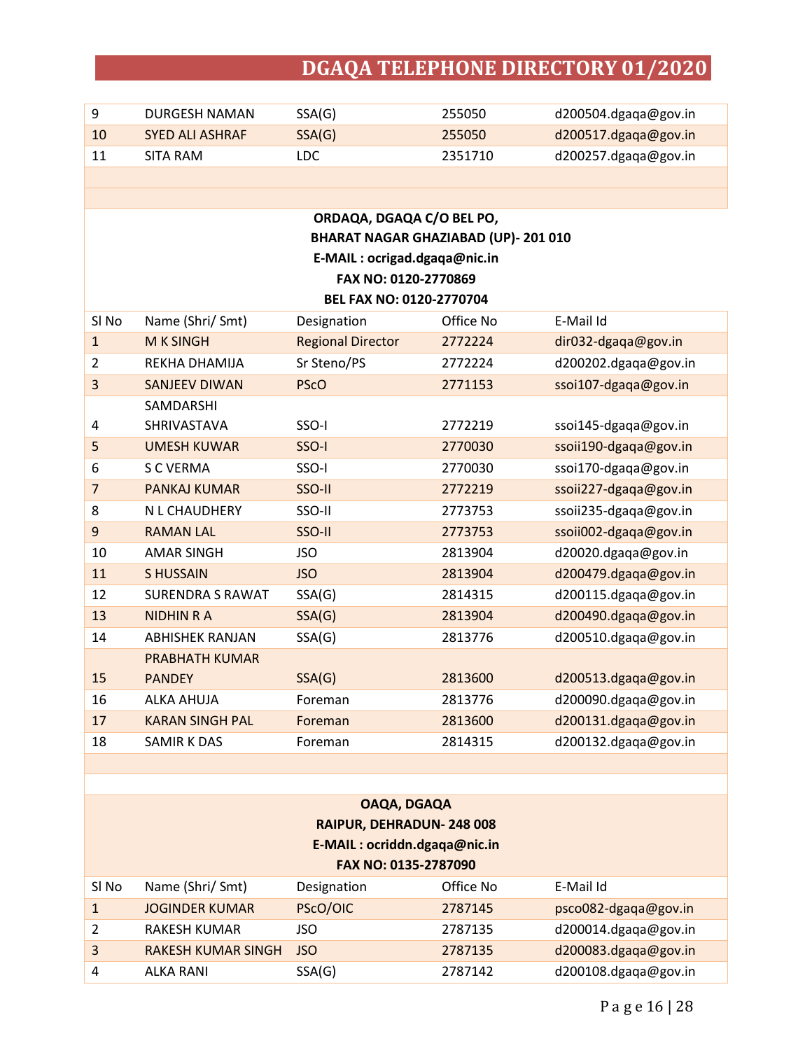| | | | | |
|---|---|---|---|---|
| 9 | DURGESH NAMAN | SSA(G) | 255050 | d200504.dgaqa@gov.in |
| 10 | SYED ALI ASHRAF | SSA(G) | 255050 | d200517.dgaqa@gov.in |
| 11 | SITA RAM | LDC | 2351710 | d200257.dgaqa@gov.in |

**ORDAQA, DGAQA C/O BEL PO,**
**BHARAT NAGAR GHAZIABAD (UP)- 201 010**
**E-MAIL : ocrigad.dgaqa@nic.in**
**FAX NO: 0120-2770869**
**BEL FAX NO: 0120-2770704**

| Sl No | Name (Shri/ Smt) | Designation | Office No | E-Mail Id |
|---|---|---|---|---|
| 1 | M K SINGH | Regional Director | 2772224 | dir032-dgaqa@gov.in |
| 2 | REKHA DHAMIJA | Sr Steno/PS | 2772224 | d200202.dgaqa@gov.in |
| 3 | SANJEEV DIWAN | PScO | 2771153 | ssoi107-dgaqa@gov.in |
| 4 | SAMDARSHI SHRIVASTAVA | SSO-I | 2772219 | ssoi145-dgaqa@gov.in |
| 5 | UMESH KUWAR | SSO-I | 2770030 | ssoii190-dgaqa@gov.in |
| 6 | S C VERMA | SSO-I | 2770030 | ssoi170-dgaqa@gov.in |
| 7 | PANKAJ KUMAR | SSO-II | 2772219 | ssoii227-dgaqa@gov.in |
| 8 | N L CHAUDHERY | SSO-II | 2773753 | ssoii235-dgaqa@gov.in |
| 9 | RAMAN LAL | SSO-II | 2773753 | ssoii002-dgaqa@gov.in |
| 10 | AMAR SINGH | JSO | 2813904 | d20020.dgaqa@gov.in |
| 11 | S HUSSAIN | JSO | 2813904 | d200479.dgaqa@gov.in |
| 12 | SURENDRA S RAWAT | SSA(G) | 2814315 | d200115.dgaqa@gov.in |
| 13 | NIDHIN R A | SSA(G) | 2813904 | d200490.dgaqa@gov.in |
| 14 | ABHISHEK RANJAN | SSA(G) | 2813776 | d200510.dgaqa@gov.in |
| 15 | PRABHATH KUMAR PANDEY | SSA(G) | 2813600 | d200513.dgaqa@gov.in |
| 16 | ALKA AHUJA | Foreman | 2813776 | d200090.dgaqa@gov.in |
| 17 | KARAN SINGH PAL | Foreman | 2813600 | d200131.dgaqa@gov.in |
| 18 | SAMIR K DAS | Foreman | 2814315 | d200132.dgaqa@gov.in |

**OAQA, DGAQA**
**RAIPUR, DEHRADUN- 248 008**
**E-MAIL : ocriddn.dgaqa@nic.in**
**FAX NO: 0135-2787090**

| Sl No | Name (Shri/ Smt) | Designation | Office No | E-Mail Id |
|---|---|---|---|---|
| 1 | JOGINDER KUMAR | PScO/OIC | 2787145 | psco082-dgaqa@gov.in |
| 2 | RAKESH KUMAR | JSO | 2787135 | d200014.dgaqa@gov.in |
| 3 | RAKESH KUMAR SINGH | JSO | 2787135 | d200083.dgaqa@gov.in |
| 4 | ALKA RANI | SSA(G) | 2787142 | d200108.dgaqa@gov.in |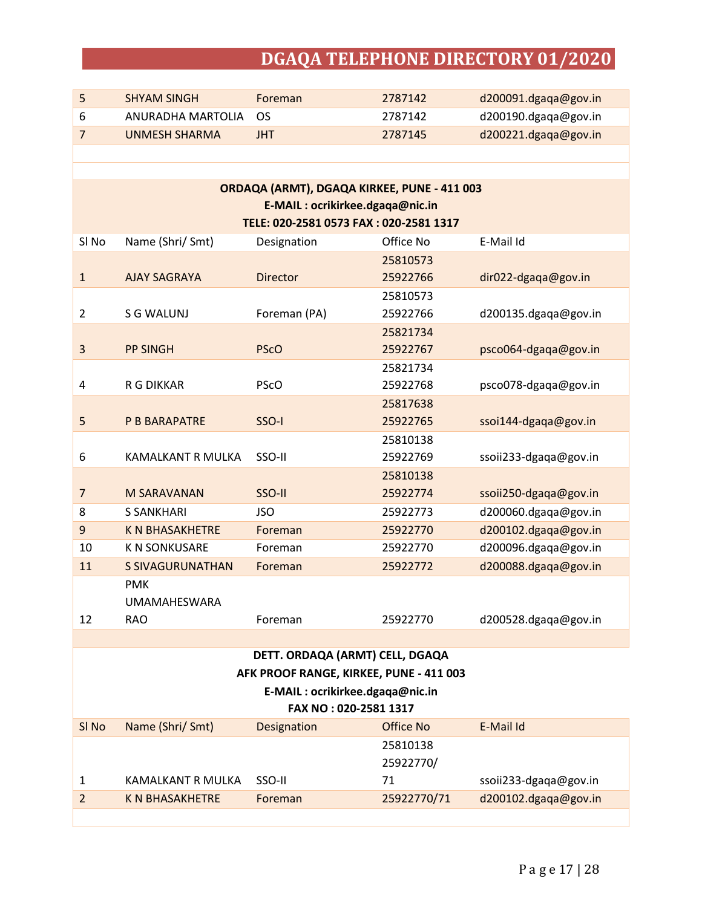| | | | | |
|---|---|---|---|---|
| 5 | SHYAM SINGH | Foreman | 2787142 | d200091.dgaqa@gov.in |
| 6 | ANURADHA MARTOLIA | OS | 2787142 | d200190.dgaqa@gov.in |
| 7 | UNMESH SHARMA | JHT | 2787145 | d200221.dgaqa@gov.in |

**ORDAQA (ARMT), DGAQA KIRKEE, PUNE - 411 003**
**E-MAIL : ocrikirkee.dgaqa@nic.in**
**TELE: 020-2581 0573 FAX : 020-2581 1317**

| Sl No | Name (Shri/ Smt) | Designation | Office No | E-Mail Id |
|---|---|---|---|---|
| 1 | AJAY SAGRAYA | Director | 25810573 25922766 | dir022-dgaqa@gov.in |
| 2 | S G WALUNJ | Foreman (PA) | 25810573 25922766 | d200135.dgaqa@gov.in |
| 3 | PP SINGH | PScO | 25821734 25922767 | psco064-dgaqa@gov.in |
| 4 | R G DIKKAR | PScO | 25821734 25922768 | psco078-dgaqa@gov.in |
| 5 | P B BARAPATRE | SSO-I | 25817638 25922765 | ssoi144-dgaqa@gov.in |
| 6 | KAMALKANT R MULKA | SSO-II | 25810138 25922769 | ssoii233-dgaqa@gov.in |
| 7 | M SARAVANAN | SSO-II | 25810138 25922774 | ssoii250-dgaqa@gov.in |
| 8 | S SANKHARI | JSO | 25922773 | d200060.dgaqa@gov.in |
| 9 | K N BHASAKHETRE | Foreman | 25922770 | d200102.dgaqa@gov.in |
| 10 | K N SONKUSARE | Foreman | 25922770 | d200096.dgaqa@gov.in |
| 11 | S SIVAGURUNATHAN | Foreman | 25922772 | d200088.dgaqa@gov.in |
| 12 | PMK UMAMAHESWARA RAO | Foreman | 25922770 | d200528.dgaqa@gov.in |

**DETT. ORDAQA (ARMT) CELL, DGAQA**
**AFK PROOF RANGE, KIRKEE, PUNE - 411 003**
**E-MAIL : ocrikirkee.dgaqa@nic.in**
**FAX NO : 020-2581 1317**

| Sl No | Name (Shri/ Smt) | Designation | Office No | E-Mail Id |
|---|---|---|---|---|
| 1 | KAMALKANT R MULKA | SSO-II | 25810138 25922770/71 | ssoii233-dgaqa@gov.in |
| 2 | K N BHASAKHETRE | Foreman | 25922770/71 | d200102.dgaqa@gov.in |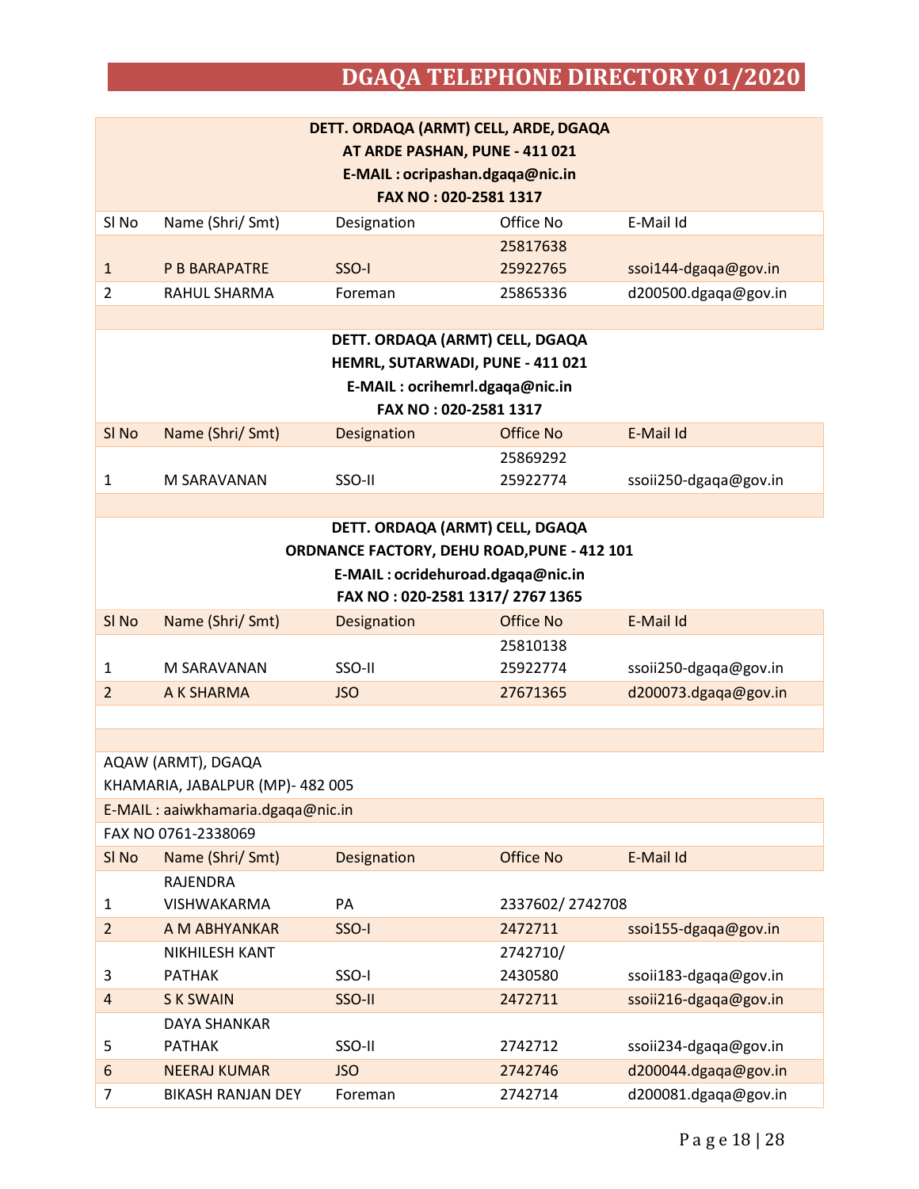**DETT. ORDAQA (ARMT) CELL, ARDE, DGAQA**
**AT ARDE PASHAN, PUNE - 411 021**
**E-MAIL : ocripashan.dgaqa@nic.in**
**FAX NO : 020-2581 1317**

| Sl No | Name (Shri/ Smt) | Designation | Office No | E-Mail Id |
|---|---|---|---|---|
| 1 | P B BARAPATRE | SSO-I | 25817638 25922765 | ssoi144-dgaqa@gov.in |
| 2 | RAHUL SHARMA | Foreman | 25865336 | d200500.dgaqa@gov.in |

**DETT. ORDAQA (ARMT) CELL, DGAQA**
**HEMRL, SUTARWADI, PUNE - 411 021**
**E-MAIL : ocrihemrl.dgaqa@nic.in**
**FAX NO : 020-2581 1317**

| Sl No | Name (Shri/ Smt) | Designation | Office No | E-Mail Id |
|---|---|---|---|---|
| 1 | M SARAVANAN | SSO-II | 25869292 25922774 | ssoii250-dgaqa@gov.in |

**DETT. ORDAQA (ARMT) CELL, DGAQA**
**ORDNANCE FACTORY, DEHU ROAD,PUNE - 412 101**
**E-MAIL : ocridehuroad.dgaqa@nic.in**
**FAX NO : 020-2581 1317/ 2767 1365**

| Sl No | Name (Shri/ Smt) | Designation | Office No | E-Mail Id |
|---|---|---|---|---|
| 1 | M SARAVANAN | SSO-II | 25810138 25922774 | ssoii250-dgaqa@gov.in |
| 2 | A K SHARMA | JSO | 27671365 | d200073.dgaqa@gov.in |

AQAW (ARMT), DGAQA
KHAMARIA, JABALPUR (MP)- 482 005
E-MAIL : aaiwkhamaria.dgaqa@nic.in
FAX NO 0761-2338069

| Sl No | Name (Shri/ Smt) | Designation | Office No | E-Mail Id |
|---|---|---|---|---|
| 1 | RAJENDRA VISHWAKARMA | PA | 2337602/ 2742708 | |
| 2 | A M ABHYANKAR | SSO-I | 2472711 | ssoi155-dgaqa@gov.in |
| 3 | NIKHILESH KANT PATHAK | SSO-I | 2742710/ 2430580 | ssoii183-dgaqa@gov.in |
| 4 | S K SWAIN | SSO-II | 2472711 | ssoii216-dgaqa@gov.in |
| 5 | DAYA SHANKAR PATHAK | SSO-II | 2742712 | ssoii234-dgaqa@gov.in |
| 6 | NEERAJ KUMAR | JSO | 2742746 | d200044.dgaqa@gov.in |
| 7 | BIKASH RANJAN DEY | Foreman | 2742714 | d200081.dgaqa@gov.in |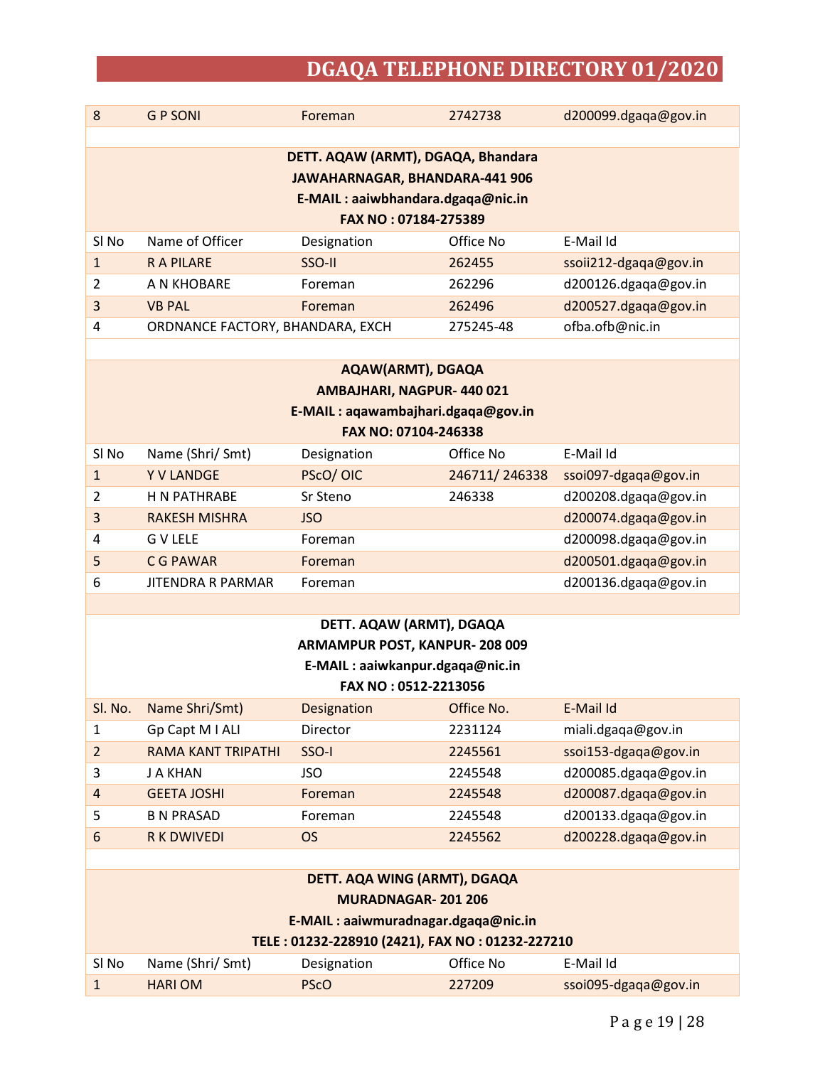| | | | | |
|---|---|---|---|---|
| 8 | G P SONI | Foreman | 2742738 | d200099.dgaqa@gov.in |

**DETT. AQAW (ARMT), DGAQA, Bhandara**
**JAWAHARNAGAR, BHANDARA-441 906**
**E-MAIL : aaiwbhandara.dgaqa@nic.in**
**FAX NO : 07184-275389**

| Sl No | Name of Officer | Designation | Office No | E-Mail Id |
|---|---|---|---|---|
| 1 | R A PILARE | SSO-II | 262455 | ssoii212-dgaqa@gov.in |
| 2 | A N KHOBARE | Foreman | 262296 | d200126.dgaqa@gov.in |
| 3 | VB PAL | Foreman | 262496 | d200527.dgaqa@gov.in |
| 4 | ORDNANCE FACTORY, BHANDARA, EXCH | | 275245-48 | ofba.ofb@nic.in |

**AQAW(ARMT), DGAQA**
**AMBAJHARI, NAGPUR- 440 021**
**E-MAIL : aqawambajhari.dgaqa@gov.in**
**FAX NO: 07104-246338**

| Sl No | Name (Shri/ Smt) | Designation | Office No | E-Mail Id |
|---|---|---|---|---|
| 1 | Y V LANDGE | PScO/ OIC | 246711/ 246338 | ssoi097-dgaqa@gov.in |
| 2 | H N PATHRABE | Sr Steno | 246338 | d200208.dgaqa@gov.in |
| 3 | RAKESH MISHRA | JSO | | d200074.dgaqa@gov.in |
| 4 | G V LELE | Foreman | | d200098.dgaqa@gov.in |
| 5 | C G PAWAR | Foreman | | d200501.dgaqa@gov.in |
| 6 | JITENDRA R PARMAR | Foreman | | d200136.dgaqa@gov.in |

**DETT. AQAW (ARMT), DGAQA**
**ARMAMPUR POST, KANPUR- 208 009**
**E-MAIL : aaiwkanpur.dgaqa@nic.in**
**FAX NO : 0512-2213056**

| Sl. No. | Name Shri/Smt) | Designation | Office No. | E-Mail Id |
|---|---|---|---|---|
| 1 | Gp Capt M I ALI | Director | 2231124 | miali.dgaqa@gov.in |
| 2 | RAMA KANT TRIPATHI | SSO-I | 2245561 | ssoi153-dgaqa@gov.in |
| 3 | J A KHAN | JSO | 2245548 | d200085.dgaqa@gov.in |
| 4 | GEETA JOSHI | Foreman | 2245548 | d200087.dgaqa@gov.in |
| 5 | B N PRASAD | Foreman | 2245548 | d200133.dgaqa@gov.in |
| 6 | R K DWIVEDI | OS | 2245562 | d200228.dgaqa@gov.in |

**DETT. AQA WING (ARMT), DGAQA**
**MURADNAGAR- 201 206**
**E-MAIL : aaiwmuradnagar.dgaqa@nic.in**
**TELE : 01232-228910 (2421), FAX NO : 01232-227210**

| Sl No | Name (Shri/ Smt) | Designation | Office No | E-Mail Id |
|---|---|---|---|---|
| 1 | HARI OM | PScO | 227209 | ssoi095-dgaqa@gov.in |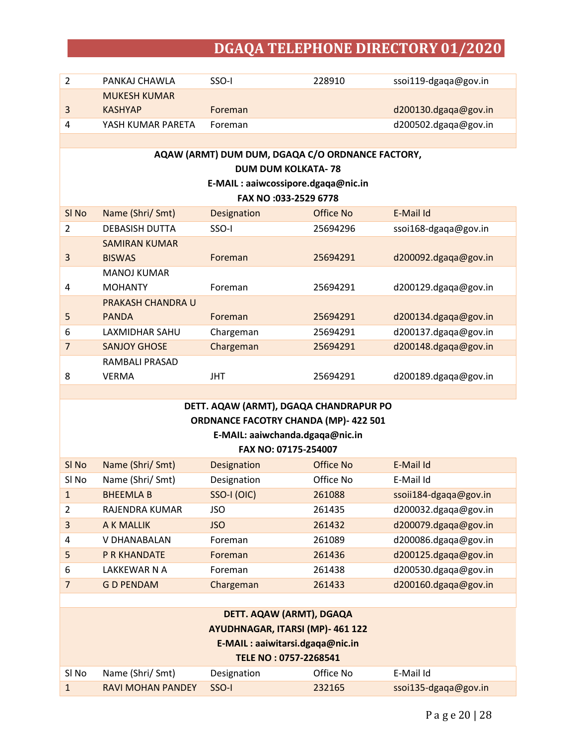| Sl No | Name (Shri/ Smt) | Designation | Office No | E-Mail Id |
|---|---|---|---|---|
| 2 | PANKAJ CHAWLA | SSO-I | 228910 | ssoi119-dgaqa@gov.in |
| 3 | MUKESH KUMAR KASHYAP | Foreman | | d200130.dgaqa@gov.in |
| 4 | YASH KUMAR PARETA | Foreman | | d200502.dgaqa@gov.in |

**AQAW (ARMT) DUM DUM, DGAQA C/O ORDNANCE FACTORY,**
**DUM DUM KOLKATA- 78**
**E-MAIL : aaiwcossipore.dgaqa@nic.in**
**FAX NO :033-2529 6778**

| Sl No | Name (Shri/ Smt) | Designation | Office No | E-Mail Id |
|---|---|---|---|---|
| 2 | DEBASISH DUTTA | SSO-I | 25694296 | ssoi168-dgaqa@gov.in |
| 3 | SAMIRAN KUMAR BISWAS | Foreman | 25694291 | d200092.dgaqa@gov.in |
| 4 | MANOJ KUMAR MOHANTY | Foreman | 25694291 | d200129.dgaqa@gov.in |
| 5 | PRAKASH CHANDRA U PANDA | Foreman | 25694291 | d200134.dgaqa@gov.in |
| 6 | LAXMIDHAR SAHU | Chargeman | 25694291 | d200137.dgaqa@gov.in |
| 7 | SANJOY GHOSE | Chargeman | 25694291 | d200148.dgaqa@gov.in |
| 8 | RAMBALI PRASAD VERMA | JHT | 25694291 | d200189.dgaqa@gov.in |

**DETT. AQAW (ARMT), DGAQA CHANDRAPUR PO**
**ORDNANCE FACOTRY CHANDA (MP)- 422 501**
**E-MAIL: aaiwchanda.dgaqa@nic.in**
**FAX NO: 07175-254007**

| Sl No | Name (Shri/ Smt) | Designation | Office No | E-Mail Id |
|---|---|---|---|---|
| Sl No | Name (Shri/ Smt) | Designation | Office No | E-Mail Id |
| 1 | BHEEMLA B | SSO-I (OIC) | 261088 | ssoii184-dgaqa@gov.in |
| 2 | RAJENDRA KUMAR | JSO | 261435 | d200032.dgaqa@gov.in |
| 3 | A K MALLIK | JSO | 261432 | d200079.dgaqa@gov.in |
| 4 | V DHANABALAN | Foreman | 261089 | d200086.dgaqa@gov.in |
| 5 | P R KHANDATE | Foreman | 261436 | d200125.dgaqa@gov.in |
| 6 | LAKKEWAR N A | Foreman | 261438 | d200530.dgaqa@gov.in |
| 7 | G D PENDAM | Chargeman | 261433 | d200160.dgaqa@gov.in |

**DETT. AQAW (ARMT), DGAQA**
**AYUDHNAGAR, ITARSI (MP)- 461 122**
**E-MAIL : aaiwitarsi.dgaqa@nic.in**
**TELE NO : 0757-2268541**

| Sl No | Name (Shri/ Smt) | Designation | Office No | E-Mail Id |
|---|---|---|---|---|
| 1 | RAVI MOHAN PANDEY | SSO-I | 232165 | ssoi135-dgaqa@gov.in |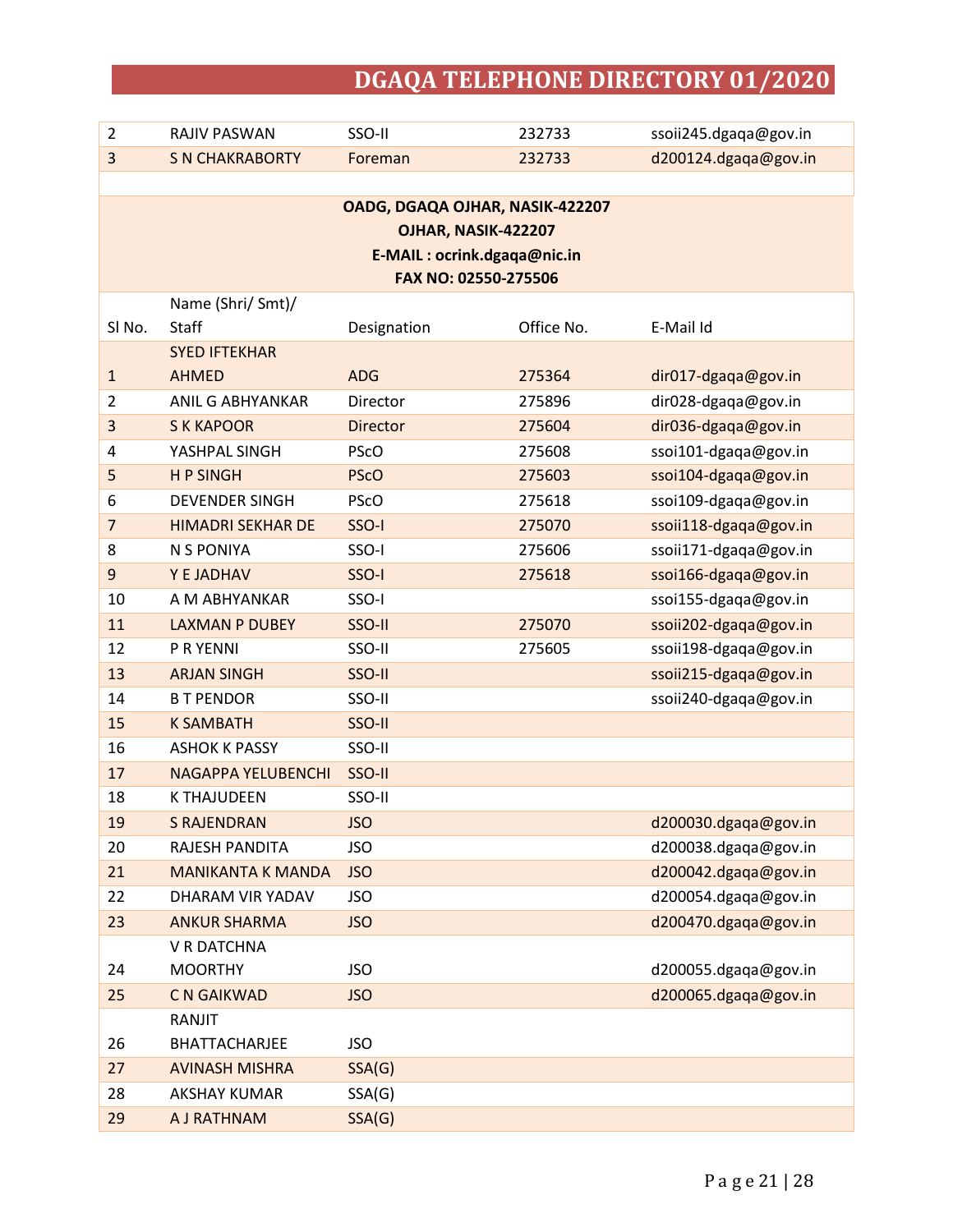| | | | | |
|---|---|---|---|---|
| 2 | RAJIV PASWAN | SSO-II | 232733 | ssoii245.dgaqa@gov.in |
| 3 | S N CHAKRABORTY | Foreman | 232733 | d200124.dgaqa@gov.in |

**OADG, DGAQA OJHAR, NASIK-422207**
**OJHAR, NASIK-422207**
**E-MAIL : ocrink.dgaqa@nic.in**
**FAX NO: 02550-275506**

| Sl No. | Name (Shri/ Smt)/ Staff | Designation | Office No. | E-Mail Id |
|---|---|---|---|---|
| 1 | SYED IFTEKHAR AHMED | ADG | 275364 | dir017-dgaqa@gov.in |
| 2 | ANIL G ABHYANKAR | Director | 275896 | dir028-dgaqa@gov.in |
| 3 | S K KAPOOR | Director | 275604 | dir036-dgaqa@gov.in |
| 4 | YASHPAL SINGH | PScO | 275608 | ssoi101-dgaqa@gov.in |
| 5 | H P SINGH | PScO | 275603 | ssoi104-dgaqa@gov.in |
| 6 | DEVENDER SINGH | PScO | 275618 | ssoi109-dgaqa@gov.in |
| 7 | HIMADRI SEKHAR DE | SSO-I | 275070 | ssoii118-dgaqa@gov.in |
| 8 | N S PONIYA | SSO-I | 275606 | ssoii171-dgaqa@gov.in |
| 9 | Y E JADHAV | SSO-I | 275618 | ssoi166-dgaqa@gov.in |
| 10 | A M ABHYANKAR | SSO-I | | ssoi155-dgaqa@gov.in |
| 11 | LAXMAN P DUBEY | SSO-II | 275070 | ssoii202-dgaqa@gov.in |
| 12 | P R YENNI | SSO-II | 275605 | ssoii198-dgaqa@gov.in |
| 13 | ARJAN SINGH | SSO-II | | ssoii215-dgaqa@gov.in |
| 14 | B T PENDOR | SSO-II | | ssoii240-dgaqa@gov.in |
| 15 | K SAMBATH | SSO-II | | |
| 16 | ASHOK K PASSY | SSO-II | | |
| 17 | NAGAPPA YELUBENCHI | SSO-II | | |
| 18 | K THAJUDEEN | SSO-II | | |
| 19 | S RAJENDRAN | JSO | | d200030.dgaqa@gov.in |
| 20 | RAJESH PANDITA | JSO | | d200038.dgaqa@gov.in |
| 21 | MANIKANTA K MANDA | JSO | | d200042.dgaqa@gov.in |
| 22 | DHARAM VIR YADAV | JSO | | d200054.dgaqa@gov.in |
| 23 | ANKUR SHARMA | JSO | | d200470.dgaqa@gov.in |
| 24 | V R DATCHNA MOORTHY | JSO | | d200055.dgaqa@gov.in |
| 25 | C N GAIKWAD | JSO | | d200065.dgaqa@gov.in |
| 26 | RANJIT BHATTACHARJEE | JSO | | |
| 27 | AVINASH MISHRA | SSA(G) | | |
| 28 | AKSHAY KUMAR | SSA(G) | | |
| 29 | A J RATHNAM | SSA(G) | | |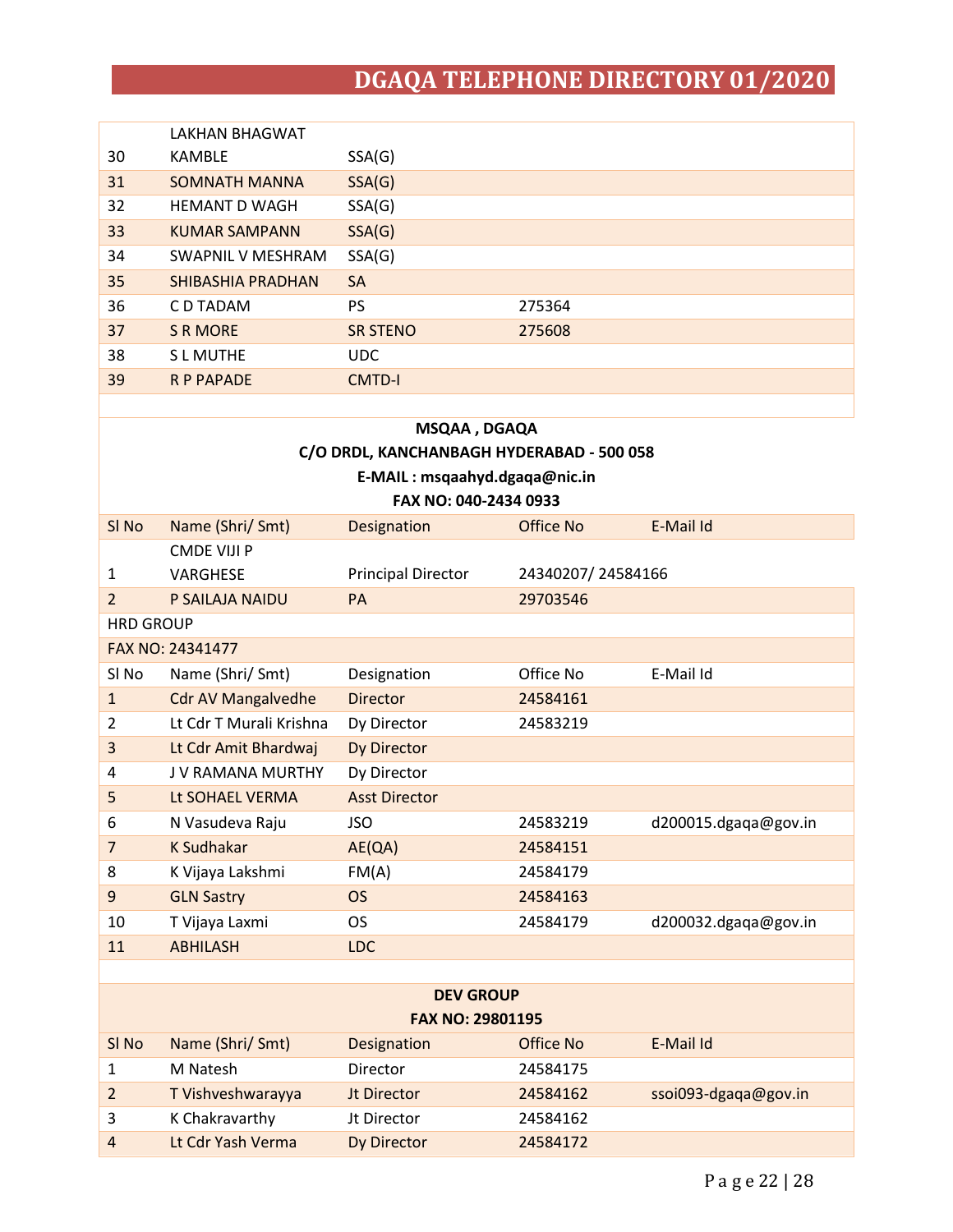| | | | | |
|---|---|---|---|---|
| 30 | LAKHAN BHAGWAT KAMBLE | SSA(G) | | |
| 31 | SOMNATH MANNA | SSA(G) | | |
| 32 | HEMANT D WAGH | SSA(G) | | |
| 33 | KUMAR SAMPANN | SSA(G) | | |
| 34 | SWAPNIL V MESHRAM | SSA(G) | | |
| 35 | SHIBASHIA PRADHAN | SA | | |
| 36 | C D TADAM | PS | 275364 | |
| 37 | S R MORE | SR STENO | 275608 | |
| 38 | S L MUTHE | UDC | | |
| 39 | R P PAPADE | CMTD-I | | |

**MSQAA , DGAQA**
**C/O DRDL, KANCHANBAGH HYDERABAD - 500 058**
**E-MAIL : msqaahyd.dgaqa@nic.in**
**FAX NO: 040-2434 0933**

| Sl No | Name (Shri/ Smt) | Designation | Office No | E-Mail Id |
|---|---|---|---|---|
| 1 | CMDE VIJI P VARGHESE | Principal Director | 24340207/ 24584166 | |
| 2 | P SAILAJA NAIDU | PA | 29703546 | |

HRD GROUP
FAX NO: 24341477

| Sl No | Name (Shri/ Smt) | Designation | Office No | E-Mail Id |
|---|---|---|---|---|
| 1 | Cdr AV Mangalvedhe | Director | 24584161 | |
| 2 | Lt Cdr T Murali Krishna | Dy Director | 24583219 | |
| 3 | Lt Cdr Amit Bhardwaj | Dy Director | | |
| 4 | J V RAMANA MURTHY | Dy Director | | |
| 5 | Lt SOHAEL VERMA | Asst Director | | |
| 6 | N Vasudeva Raju | JSO | 24583219 | d200015.dgaqa@gov.in |
| 7 | K Sudhakar | AE(QA) | 24584151 | |
| 8 | K Vijaya Lakshmi | FM(A) | 24584179 | |
| 9 | GLN Sastry | OS | 24584163 | |
| 10 | T Vijaya Laxmi | OS | 24584179 | d200032.dgaqa@gov.in |
| 11 | ABHILASH | LDC | | |

**DEV GROUP**
**FAX NO: 29801195**

| Sl No | Name (Shri/ Smt) | Designation | Office No | E-Mail Id |
|---|---|---|---|---|
| 1 | M Natesh | Director | 24584175 | |
| 2 | T Vishveshwarayya | Jt Director | 24584162 | ssoi093-dgaqa@gov.in |
| 3 | K Chakravarthy | Jt Director | 24584162 | |
| 4 | Lt Cdr Yash Verma | Dy Director | 24584172 | |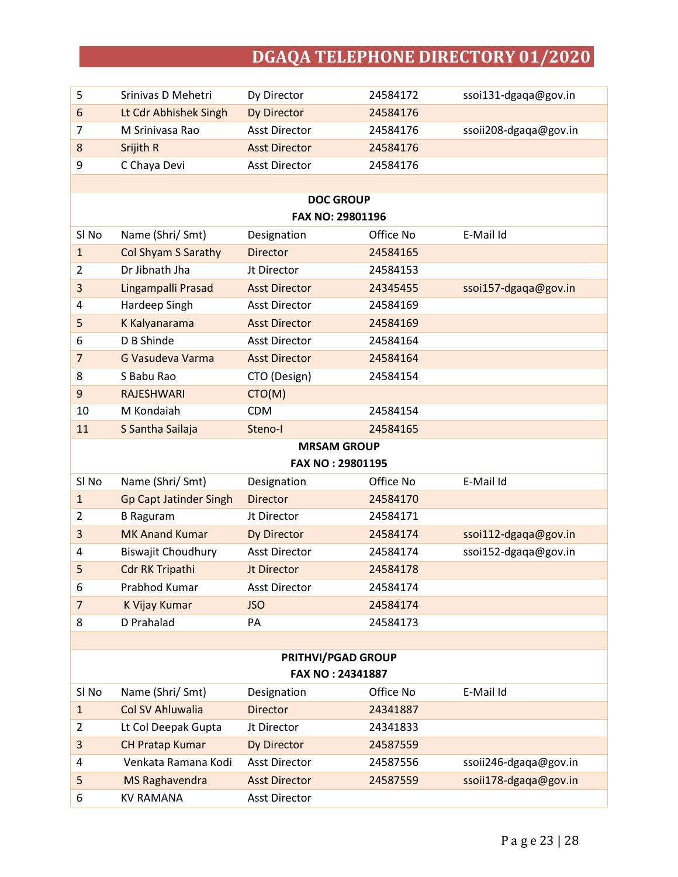| | | | | |
|---|---|---|---|---|
| 5 | Srinivas D Mehetri | Dy Director | 24584172 | ssoi131-dgaqa@gov.in |
| 6 | Lt Cdr Abhishek Singh | Dy Director | 24584176 | |
| 7 | M Srinivasa Rao | Asst Director | 24584176 | ssoii208-dgaqa@gov.in |
| 8 | Srijith R | Asst Director | 24584176 | |
| 9 | C Chaya Devi | Asst Director | 24584176 | |

**DOC GROUP**

**FAX NO: 29801196**

| Sl No | Name (Shri/ Smt) | Designation | Office No | E-Mail Id |
|---|---|---|---|---|
| 1 | Col Shyam S Sarathy | Director | 24584165 | |
| 2 | Dr Jibnath Jha | Jt Director | 24584153 | |
| 3 | Lingampalli Prasad | Asst Director | 24345455 | ssoi157-dgaqa@gov.in |
| 4 | Hardeep Singh | Asst Director | 24584169 | |
| 5 | K Kalyanarama | Asst Director | 24584169 | |
| 6 | D B Shinde | Asst Director | 24584164 | |
| 7 | G Vasudeva Varma | Asst Director | 24584164 | |
| 8 | S Babu Rao | CTO (Design) | 24584154 | |
| 9 | RAJESHWARI | CTO(M) | | |
| 10 | M Kondaiah | CDM | 24584154 | |
| 11 | S Santha Sailaja | Steno-I | 24584165 | |

**MRSAM GROUP**

**FAX NO : 29801195**

| Sl No | Name (Shri/ Smt) | Designation | Office No | E-Mail Id |
|---|---|---|---|---|
| 1 | Gp Capt Jatinder Singh | Director | 24584170 | |
| 2 | B Raguram | Jt Director | 24584171 | |
| 3 | MK Anand Kumar | Dy Director | 24584174 | ssoi112-dgaqa@gov.in |
| 4 | Biswajit Choudhury | Asst Director | 24584174 | ssoi152-dgaqa@gov.in |
| 5 | Cdr RK Tripathi | Jt Director | 24584178 | |
| 6 | Prabhod Kumar | Asst Director | 24584174 | |
| 7 | K Vijay Kumar | JSO | 24584174 | |
| 8 | D Prahalad | PA | 24584173 | |

**PRITHVI/PGAD GROUP**

**FAX NO : 24341887**

| Sl No | Name (Shri/ Smt) | Designation | Office No | E-Mail Id |
|---|---|---|---|---|
| 1 | Col SV Ahluwalia | Director | 24341887 | |
| 2 | Lt Col Deepak Gupta | Jt Director | 24341833 | |
| 3 | CH Pratap Kumar | Dy Director | 24587559 | |
| 4 | Venkata Ramana Kodi | Asst Director | 24587556 | ssoii246-dgaqa@gov.in |
| 5 | MS Raghavendra | Asst Director | 24587559 | ssoii178-dgaqa@gov.in |
| 6 | KV RAMANA | Asst Director | | |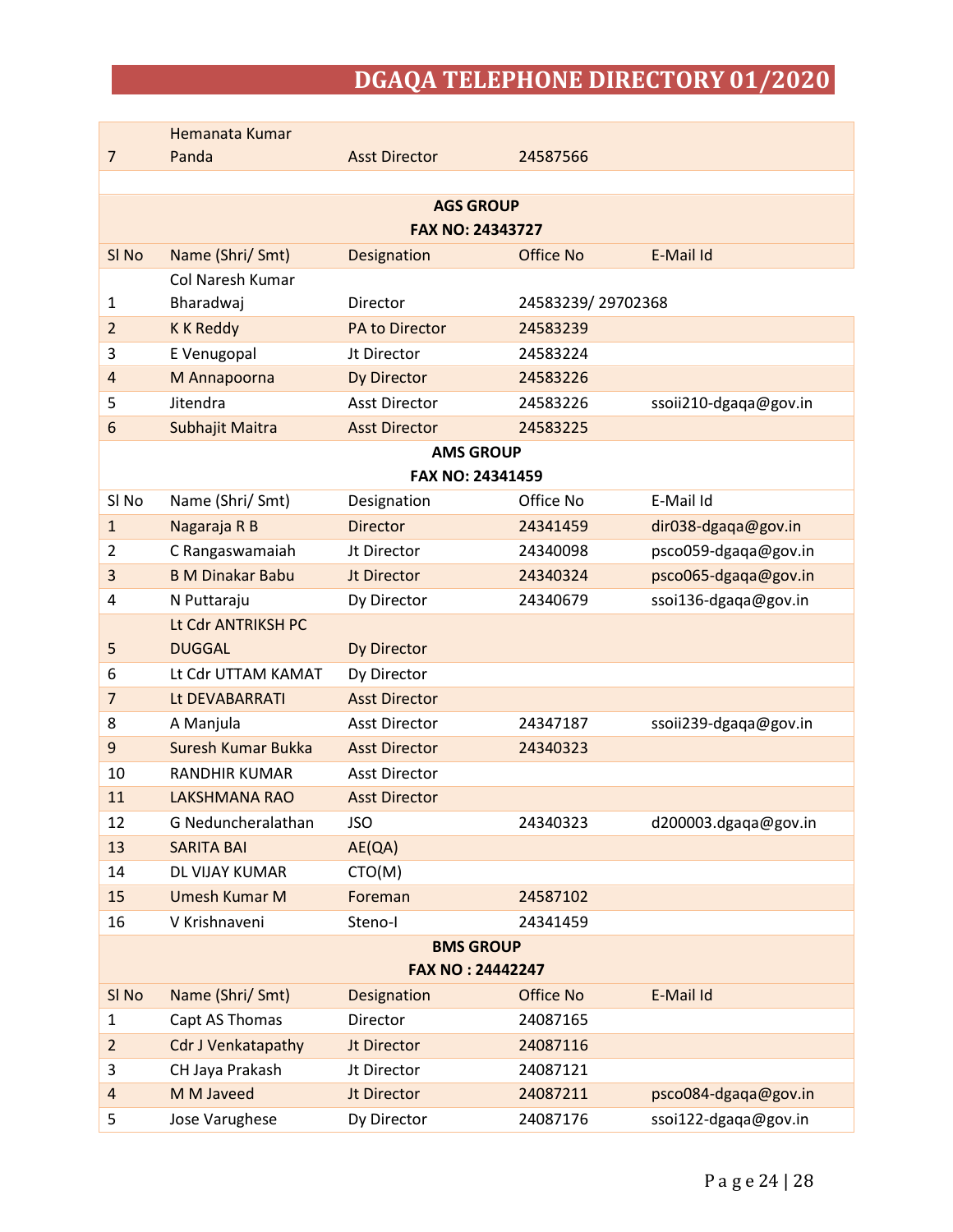| | | | | |
|---|---|---|---|---|
| 7 | Hemanata Kumar Panda | Asst Director | 24587566 | |

**AGS GROUP**

**FAX NO: 24343727**

| Sl No | Name (Shri/ Smt) | Designation | Office No | E-Mail Id |
|---|---|---|---|---|
| 1 | Col Naresh Kumar Bharadwaj | Director | 24583239/ 29702368 | |
| 2 | K K Reddy | PA to Director | 24583239 | |
| 3 | E Venugopal | Jt Director | 24583224 | |
| 4 | M Annapoorna | Dy Director | 24583226 | |
| 5 | Jitendra | Asst Director | 24583226 | ssoii210-dgaqa@gov.in |
| 6 | Subhajit Maitra | Asst Director | 24583225 | |

**AMS GROUP**

**FAX NO: 24341459**

| Sl No | Name (Shri/ Smt) | Designation | Office No | E-Mail Id |
|---|---|---|---|---|
| 1 | Nagaraja R B | Director | 24341459 | dir038-dgaqa@gov.in |
| 2 | C Rangaswamaiah | Jt Director | 24340098 | psco059-dgaqa@gov.in |
| 3 | B M Dinakar Babu | Jt Director | 24340324 | psco065-dgaqa@gov.in |
| 4 | N Puttaraju | Dy Director | 24340679 | ssoi136-dgaqa@gov.in |
| 5 | Lt Cdr ANTRIKSH PC DUGGAL | Dy Director | | |
| 6 | Lt Cdr UTTAM KAMAT | Dy Director | | |
| 7 | Lt DEVABARRATI | Asst Director | | |
| 8 | A Manjula | Asst Director | 24347187 | ssoii239-dgaqa@gov.in |
| 9 | Suresh Kumar Bukka | Asst Director | 24340323 | |
| 10 | RANDHIR KUMAR | Asst Director | | |
| 11 | LAKSHMANA RAO | Asst Director | | |
| 12 | G Neduncheralathan | JSO | 24340323 | d200003.dgaqa@gov.in |
| 13 | SARITA BAI | AE(QA) | | |
| 14 | DL VIJAY KUMAR | CTO(M) | | |
| 15 | Umesh Kumar M | Foreman | 24587102 | |
| 16 | V Krishnaveni | Steno-I | 24341459 | |

**BMS GROUP**

**FAX NO : 24442247**

| Sl No | Name (Shri/ Smt) | Designation | Office No | E-Mail Id |
|---|---|---|---|---|
| 1 | Capt AS Thomas | Director | 24087165 | |
| 2 | Cdr J Venkatapathy | Jt Director | 24087116 | |
| 3 | CH Jaya Prakash | Jt Director | 24087121 | |
| 4 | M M Javeed | Jt Director | 24087211 | psco084-dgaqa@gov.in |
| 5 | Jose Varughese | Dy Director | 24087176 | ssoi122-dgaqa@gov.in |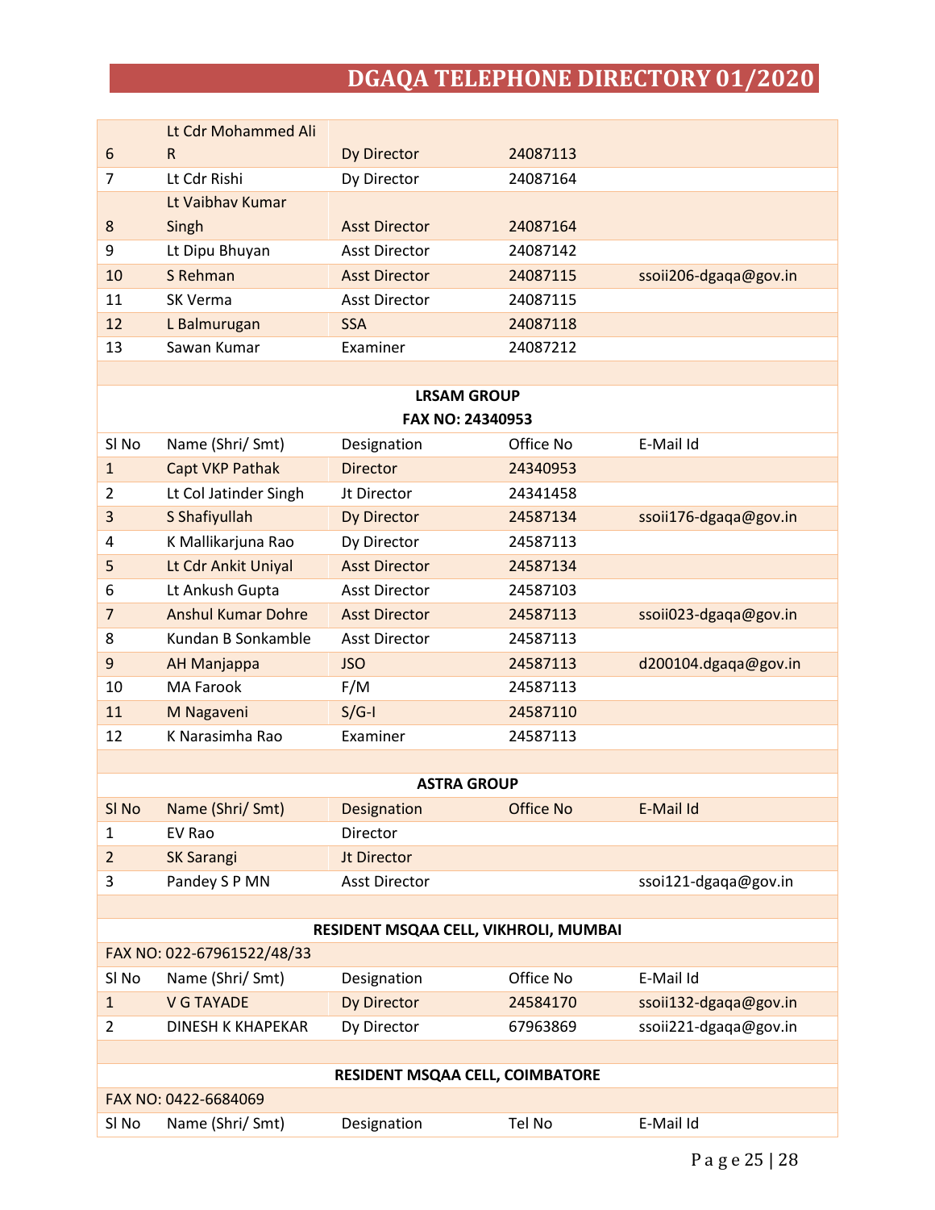| | | | | |
|---|---|---|---|---|
| 6 | Lt Cdr Mohammed Ali R | Dy Director | 24087113 | |
| 7 | Lt Cdr Rishi | Dy Director | 24087164 | |
| 8 | Lt Vaibhav Kumar Singh | Asst Director | 24087164 | |
| 9 | Lt Dipu Bhuyan | Asst Director | 24087142 | |
| 10 | S Rehman | Asst Director | 24087115 | ssoii206-dgaqa@gov.in |
| 11 | SK Verma | Asst Director | 24087115 | |
| 12 | L Balmurugan | SSA | 24087118 | |
| 13 | Sawan Kumar | Examiner | 24087212 | |

**LRSAM GROUP**

**FAX NO: 24340953**

| Sl No | Name (Shri/ Smt) | Designation | Office No | E-Mail Id |
|---|---|---|---|---|
| 1 | Capt VKP Pathak | Director | 24340953 | |
| 2 | Lt Col Jatinder Singh | Jt Director | 24341458 | |
| 3 | S Shafiyullah | Dy Director | 24587134 | ssoii176-dgaqa@gov.in |
| 4 | K Mallikarjuna Rao | Dy Director | 24587113 | |
| 5 | Lt Cdr Ankit Uniyal | Asst Director | 24587134 | |
| 6 | Lt Ankush Gupta | Asst Director | 24587103 | |
| 7 | Anshul Kumar Dohre | Asst Director | 24587113 | ssoii023-dgaqa@gov.in |
| 8 | Kundan B Sonkamble | Asst Director | 24587113 | |
| 9 | AH Manjappa | JSO | 24587113 | d200104.dgaqa@gov.in |
| 10 | MA Farook | F/M | 24587113 | |
| 11 | M Nagaveni | S/G-I | 24587110 | |
| 12 | K Narasimha Rao | Examiner | 24587113 | |

**ASTRA GROUP**

| Sl No | Name (Shri/ Smt) | Designation | Office No | E-Mail Id |
|---|---|---|---|---|
| 1 | EV Rao | Director | | |
| 2 | SK Sarangi | Jt Director | | |
| 3 | Pandey S P MN | Asst Director | | ssoi121-dgaqa@gov.in |

**RESIDENT MSQAA CELL, VIKHROLI, MUMBAI**

FAX NO: 022-67961522/48/33

| Sl No | Name (Shri/ Smt) | Designation | Office No | E-Mail Id |
|---|---|---|---|---|
| 1 | V G TAYADE | Dy Director | 24584170 | ssoii132-dgaqa@gov.in |
| 2 | DINESH K KHAPEKAR | Dy Director | 67963869 | ssoii221-dgaqa@gov.in |

**RESIDENT MSQAA CELL, COIMBATORE**

FAX NO: 0422-6684069

| Sl No | Name (Shri/ Smt) | Designation | Tel No | E-Mail Id |
|---|---|---|---|---|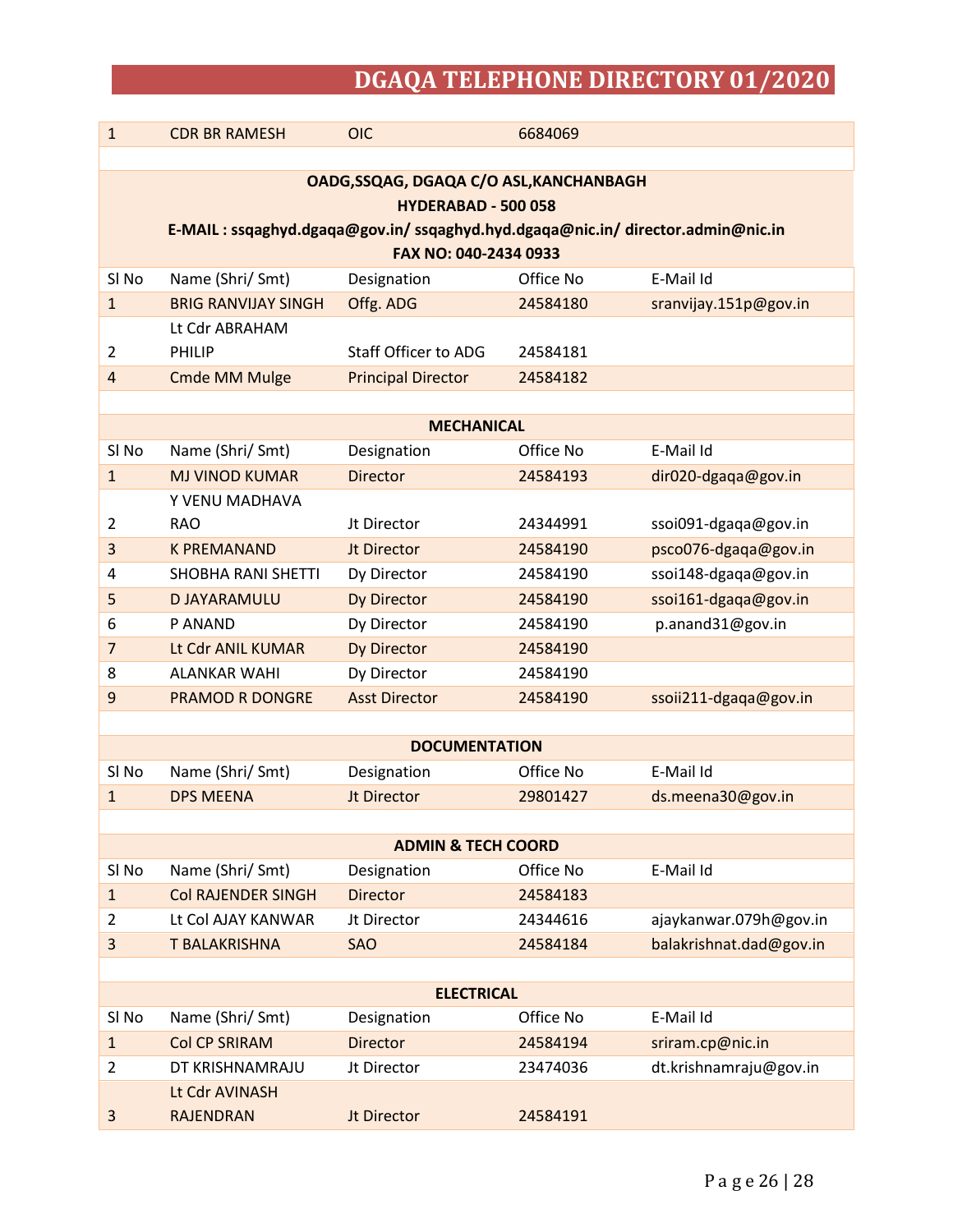| | | | | |
|---|---|---|---|---|
| 1 | CDR BR RAMESH | OIC | 6684069 | |

**OADG,SSQAG, DGAQA C/O ASL,KANCHANBAGH**
**HYDERABAD - 500 058**
**E-MAIL : ssqaghyd.dgaqa@gov.in/ ssqaghyd.hyd.dgaqa@nic.in/ director.admin@nic.in**
**FAX NO: 040-2434 0933**

| Sl No | Name (Shri/ Smt) | Designation | Office No | E-Mail Id |
|---|---|---|---|---|
| 1 | BRIG RANVIJAY SINGH | Offg. ADG | 24584180 | sranvijay.151p@gov.in |
| 2 | Lt Cdr ABRAHAM PHILIP | Staff Officer to ADG | 24584181 | |
| 4 | Cmde MM Mulge | Principal Director | 24584182 | |

**MECHANICAL**

| Sl No | Name (Shri/ Smt) | Designation | Office No | E-Mail Id |
|---|---|---|---|---|
| 1 | MJ VINOD KUMAR | Director | 24584193 | dir020-dgaqa@gov.in |
| 2 | Y VENU MADHAVA RAO | Jt Director | 24344991 | ssoi091-dgaqa@gov.in |
| 3 | K PREMANAND | Jt Director | 24584190 | psco076-dgaqa@gov.in |
| 4 | SHOBHA RANI SHETTI | Dy Director | 24584190 | ssoi148-dgaqa@gov.in |
| 5 | D JAYARAMULU | Dy Director | 24584190 | ssoi161-dgaqa@gov.in |
| 6 | P ANAND | Dy Director | 24584190 | p.anand31@gov.in |
| 7 | Lt Cdr ANIL KUMAR | Dy Director | 24584190 | |
| 8 | ALANKAR WAHI | Dy Director | 24584190 | |
| 9 | PRAMOD R DONGRE | Asst Director | 24584190 | ssoii211-dgaqa@gov.in |

**DOCUMENTATION**

| Sl No | Name (Shri/ Smt) | Designation | Office No | E-Mail Id |
|---|---|---|---|---|
| 1 | DPS MEENA | Jt Director | 29801427 | ds.meena30@gov.in |

**ADMIN & TECH COORD**

| Sl No | Name (Shri/ Smt) | Designation | Office No | E-Mail Id |
|---|---|---|---|---|
| 1 | Col RAJENDER SINGH | Director | 24584183 | |
| 2 | Lt Col AJAY KANWAR | Jt Director | 24344616 | ajaykanwar.079h@gov.in |
| 3 | T BALAKRISHNA | SAO | 24584184 | balakrishnat.dad@gov.in |

**ELECTRICAL**

| Sl No | Name (Shri/ Smt) | Designation | Office No | E-Mail Id |
|---|---|---|---|---|
| 1 | Col CP SRIRAM | Director | 24584194 | sriram.cp@nic.in |
| 2 | DT KRISHNAMRAJU | Jt Director | 23474036 | dt.krishnamraju@gov.in |
| 3 | Lt Cdr AVINASH RAJENDRAN | Jt Director | 24584191 | |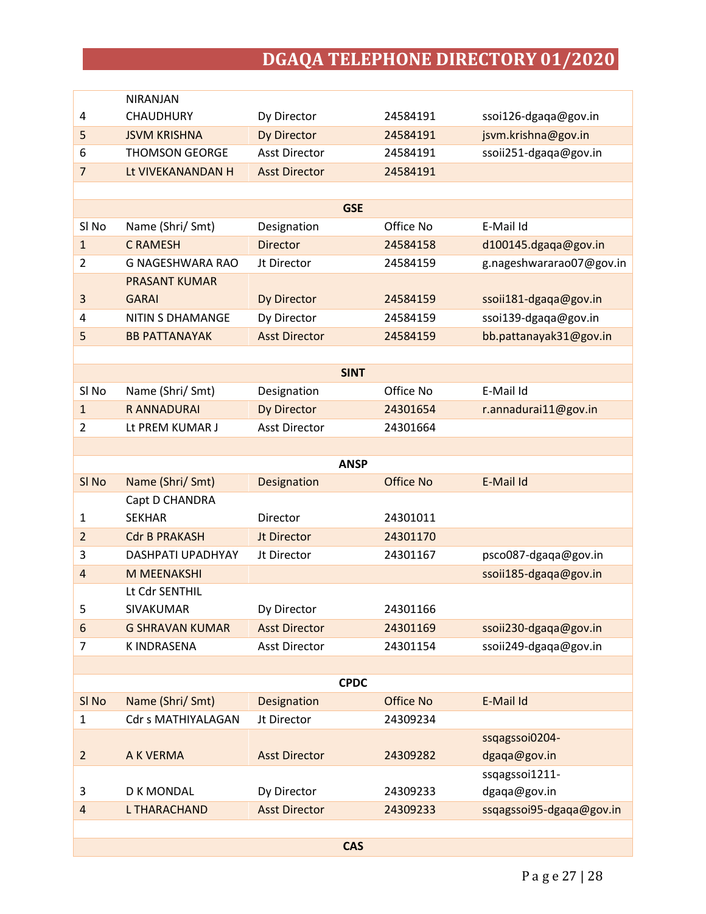| | | | | |
|---|---|---|---|---|
| 4 | NIRANJAN CHAUDHURY | Dy Director | 24584191 | ssoi126-dgaqa@gov.in |
| 5 | JSVM KRISHNA | Dy Director | 24584191 | jsvm.krishna@gov.in |
| 6 | THOMSON GEORGE | Asst Director | 24584191 | ssoii251-dgaqa@gov.in |
| 7 | Lt VIVEKANANDAN H | Asst Director | 24584191 | |

**GSE**

| Sl No | Name (Shri/ Smt) | Designation | Office No | E-Mail Id |
|---|---|---|---|---|
| 1 | C RAMESH | Director | 24584158 | d100145.dgaqa@gov.in |
| 2 | G NAGESHWARA RAO | Jt Director | 24584159 | g.nageshwararao07@gov.in |
| 3 | PRASANT KUMAR GARAI | Dy Director | 24584159 | ssoii181-dgaqa@gov.in |
| 4 | NITIN S DHAMANGE | Dy Director | 24584159 | ssoi139-dgaqa@gov.in |
| 5 | BB PATTANAYAK | Asst Director | 24584159 | bb.pattanayak31@gov.in |

**SINT**

| Sl No | Name (Shri/ Smt) | Designation | Office No | E-Mail Id |
|---|---|---|---|---|
| 1 | R ANNADURAI | Dy Director | 24301654 | r.annadurai11@gov.in |
| 2 | Lt PREM KUMAR J | Asst Director | 24301664 | |

**ANSP**

| Sl No | Name (Shri/ Smt) | Designation | Office No | E-Mail Id |
|---|---|---|---|---|
| 1 | Capt D CHANDRA SEKHAR | Director | 24301011 | |
| 2 | Cdr B PRAKASH | Jt Director | 24301170 | |
| 3 | DASHPATI UPADHYAY | Jt Director | 24301167 | psco087-dgaqa@gov.in |
| 4 | M MEENAKSHI | | | ssoii185-dgaqa@gov.in |
| 5 | Lt Cdr SENTHIL SIVAKUMAR | Dy Director | 24301166 | |
| 6 | G SHRAVAN KUMAR | Asst Director | 24301169 | ssoii230-dgaqa@gov.in |
| 7 | K INDRASENA | Asst Director | 24301154 | ssoii249-dgaqa@gov.in |

**CPDC**

| Sl No | Name (Shri/ Smt) | Designation | Office No | E-Mail Id |
|---|---|---|---|---|
| 1 | Cdr s MATHIYALAGAN | Jt Director | 24309234 | |
| 2 | A K VERMA | Asst Director | 24309282 | ssqagssoi0204-dgaqa@gov.in |
| 3 | D K MONDAL | Dy Director | 24309233 | ssqagssoi1211-dgaqa@gov.in |
| 4 | L THARACHAND | Asst Director | 24309233 | ssqagssoi95-dgaqa@gov.in |

**CAS**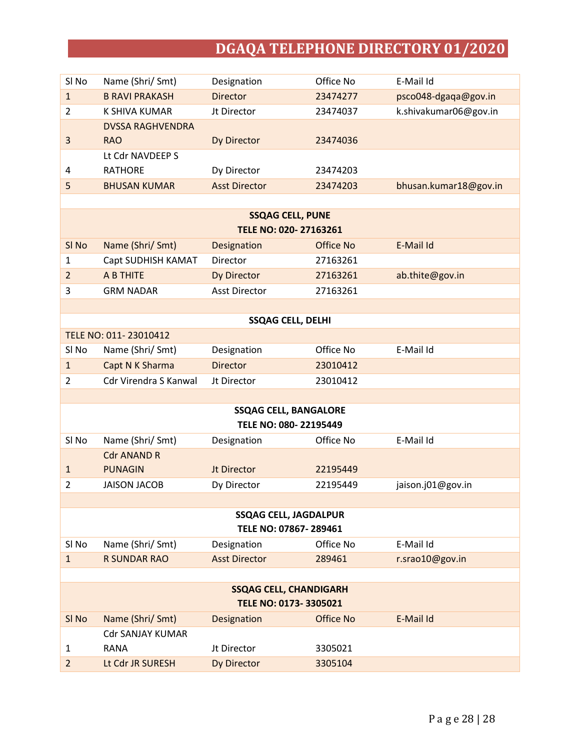| Sl No | Name (Shri/ Smt) | Designation | Office No | E-Mail Id |
|---|---|---|---|---|
| 1 | B RAVI PRAKASH | Director | 23474277 | psco048-dgaqa@gov.in |
| 2 | K SHIVA KUMAR | Jt Director | 23474037 | k.shivakumar06@gov.in |
| 3 | DVSSA RAGHVENDRA RAO | Dy Director | 23474036 | |
| 4 | Lt Cdr NAVDEEP S RATHORE | Dy Director | 23474203 | |
| 5 | BHUSAN KUMAR | Asst Director | 23474203 | bhusan.kumar18@gov.in |

**SSQAG CELL, PUNE**
**TELE NO: 020- 27163261**

| Sl No | Name (Shri/ Smt) | Designation | Office No | E-Mail Id |
|---|---|---|---|---|
| 1 | Capt SUDHISH KAMAT | Director | 27163261 | |
| 2 | A B THITE | Dy Director | 27163261 | ab.thite@gov.in |
| 3 | GRM NADAR | Asst Director | 27163261 | |

**SSQAG CELL, DELHI**

TELE NO: 011- 23010412

| Sl No | Name (Shri/ Smt) | Designation | Office No | E-Mail Id |
|---|---|---|---|---|
| 1 | Capt N K Sharma | Director | 23010412 | |
| 2 | Cdr Virendra S Kanwal | Jt Director | 23010412 | |

**SSQAG CELL, BANGALORE**
**TELE NO: 080- 22195449**

| Sl No | Name (Shri/ Smt) | Designation | Office No | E-Mail Id |
|---|---|---|---|---|
| 1 | Cdr ANAND R PUNAGIN | Jt Director | 22195449 | |
| 2 | JAISON JACOB | Dy Director | 22195449 | jaison.j01@gov.in |

**SSQAG CELL, JAGDALPUR**
**TELE NO: 07867- 289461**

| Sl No | Name (Shri/ Smt) | Designation | Office No | E-Mail Id |
|---|---|---|---|---|
| 1 | R SUNDAR RAO | Asst Director | 289461 | r.srao10@gov.in |

**SSQAG CELL, CHANDIGARH**
**TELE NO: 0173- 3305021**

| Sl No | Name (Shri/ Smt) | Designation | Office No | E-Mail Id |
|---|---|---|---|---|
| 1 | Cdr SANJAY KUMAR RANA | Jt Director | 3305021 | |
| 2 | Lt Cdr JR SURESH | Dy Director | 3305104 | |